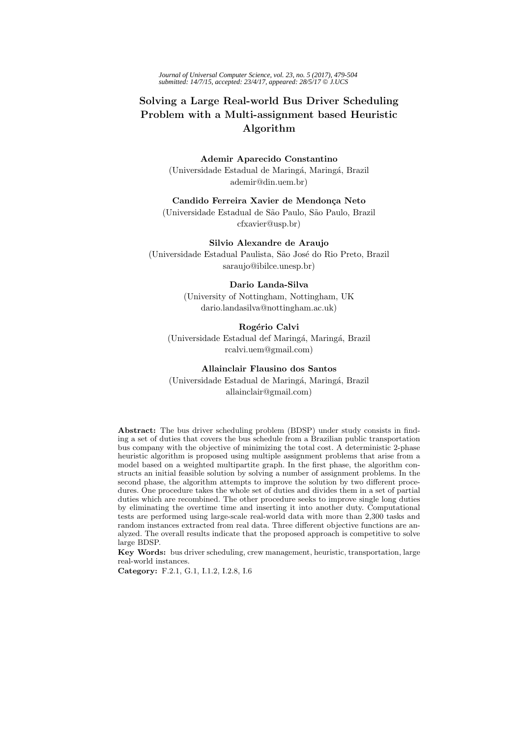# Solving a Large Real-world Bus Driver Scheduling Problem with a Multi-assignment based Heuristic Algorithm

**Ademir Aparecido Constantino**
(Universidade Estadual de Maringá, Maringá, Brazil
ademir@din.uem.br)

**Candido Ferreira Xavier de Mendonça Neto**
(Universidade Estadual de São Paulo, São Paulo, Brazil
cfxavier@usp.br)

**Silvio Alexandre de Araujo**
(Universidade Estadual Paulista, São José do Rio Preto, Brazil
saraujo@ibilce.unesp.br)

**Dario Landa-Silva**
(University of Nottingham, Nottingham, UK
dario.landasilva@nottingham.ac.uk)

**Rogério Calvi**
(Universidade Estadual def Maringá, Maringá, Brazil
rcalvi.uem@gmail.com)

**Allainclair Flausino dos Santos**
(Universidade Estadual de Maringá, Maringá, Brazil
allainclair@gmail.com)

**Abstract:** The bus driver scheduling problem (BDSP) under study consists in finding a set of duties that covers the bus schedule from a Brazilian public transportation bus company with the objective of minimizing the total cost. A deterministic 2-phase heuristic algorithm is proposed using multiple assignment problems that arise from a model based on a weighted multipartite graph. In the first phase, the algorithm constructs an initial feasible solution by solving a number of assignment problems. In the second phase, the algorithm attempts to improve the solution by two different procedures. One procedure takes the whole set of duties and divides them in a set of partial duties which are recombined. The other procedure seeks to improve single long duties by eliminating the overtime time and inserting it into another duty. Computational tests are performed using large-scale real-world data with more than 2,300 tasks and random instances extracted from real data. Three different objective functions are analyzed. The overall results indicate that the proposed approach is competitive to solve large BDSP.

**Key Words:** bus driver scheduling, crew management, heuristic, transportation, large real-world instances.

**Category:** F.2.1, G.1, I.1.2, I.2.8, I.6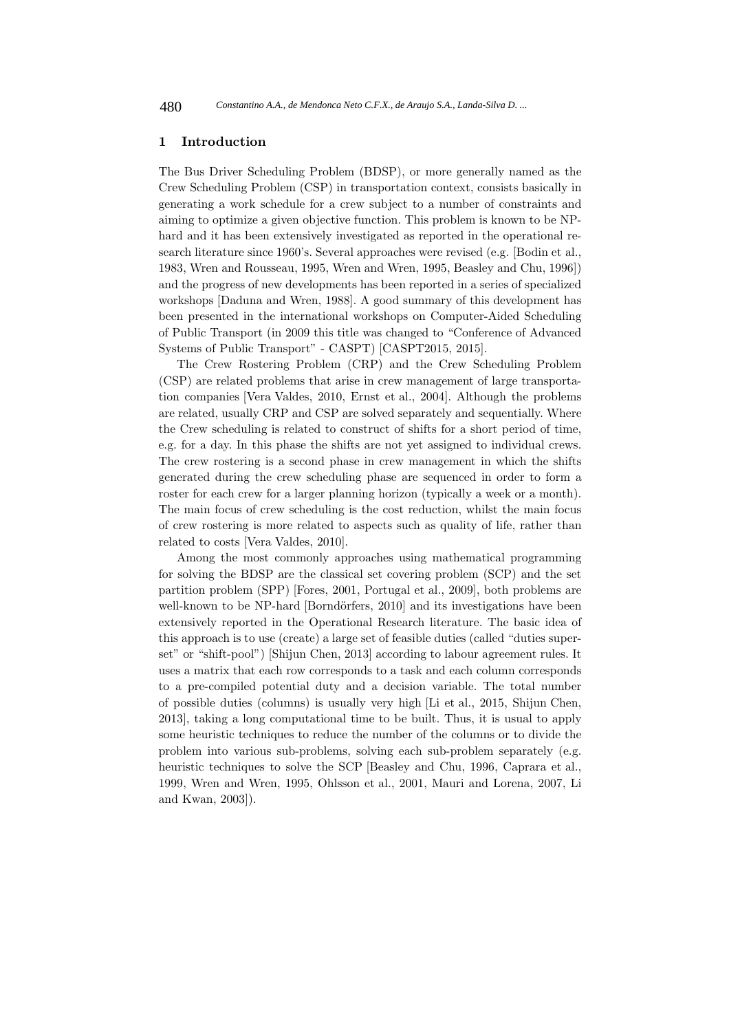## 1 Introduction

The Bus Driver Scheduling Problem (BDSP), or more generally named as the Crew Scheduling Problem (CSP) in transportation context, consists basically in generating a work schedule for a crew subject to a number of constraints and aiming to optimize a given objective function. This problem is known to be NP-hard and it has been extensively investigated as reported in the operational research literature since 1960's. Several approaches were revised (e.g. [Bodin et al., 1983, Wren and Rousseau, 1995, Wren and Wren, 1995, Beasley and Chu, 1996]) and the progress of new developments has been reported in a series of specialized workshops [Daduna and Wren, 1988]. A good summary of this development has been presented in the international workshops on Computer-Aided Scheduling of Public Transport (in 2009 this title was changed to "Conference of Advanced Systems of Public Transport" - CASPT) [CASPT2015, 2015].

The Crew Rostering Problem (CRP) and the Crew Scheduling Problem (CSP) are related problems that arise in crew management of large transportation companies [Vera Valdes, 2010, Ernst et al., 2004]. Although the problems are related, usually CRP and CSP are solved separately and sequentially. Where the Crew scheduling is related to construct of shifts for a short period of time, e.g. for a day. In this phase the shifts are not yet assigned to individual crews. The crew rostering is a second phase in crew management in which the shifts generated during the crew scheduling phase are sequenced in order to form a roster for each crew for a larger planning horizon (typically a week or a month). The main focus of crew scheduling is the cost reduction, whilst the main focus of crew rostering is more related to aspects such as quality of life, rather than related to costs [Vera Valdes, 2010].

Among the most commonly approaches using mathematical programming for solving the BDSP are the classical set covering problem (SCP) and the set partition problem (SPP) [Fores, 2001, Portugal et al., 2009], both problems are well-known to be NP-hard [Borndörfers, 2010] and its investigations have been extensively reported in the Operational Research literature. The basic idea of this approach is to use (create) a large set of feasible duties (called "duties superset" or "shift-pool") [Shijun Chen, 2013] according to labour agreement rules. It uses a matrix that each row corresponds to a task and each column corresponds to a pre-compiled potential duty and a decision variable. The total number of possible duties (columns) is usually very high [Li et al., 2015, Shijun Chen, 2013], taking a long computational time to be built. Thus, it is usual to apply some heuristic techniques to reduce the number of the columns or to divide the problem into various sub-problems, solving each sub-problem separately (e.g. heuristic techniques to solve the SCP [Beasley and Chu, 1996, Caprara et al., 1999, Wren and Wren, 1995, Ohlsson et al., 2001, Mauri and Lorena, 2007, Li and Kwan, 2003]).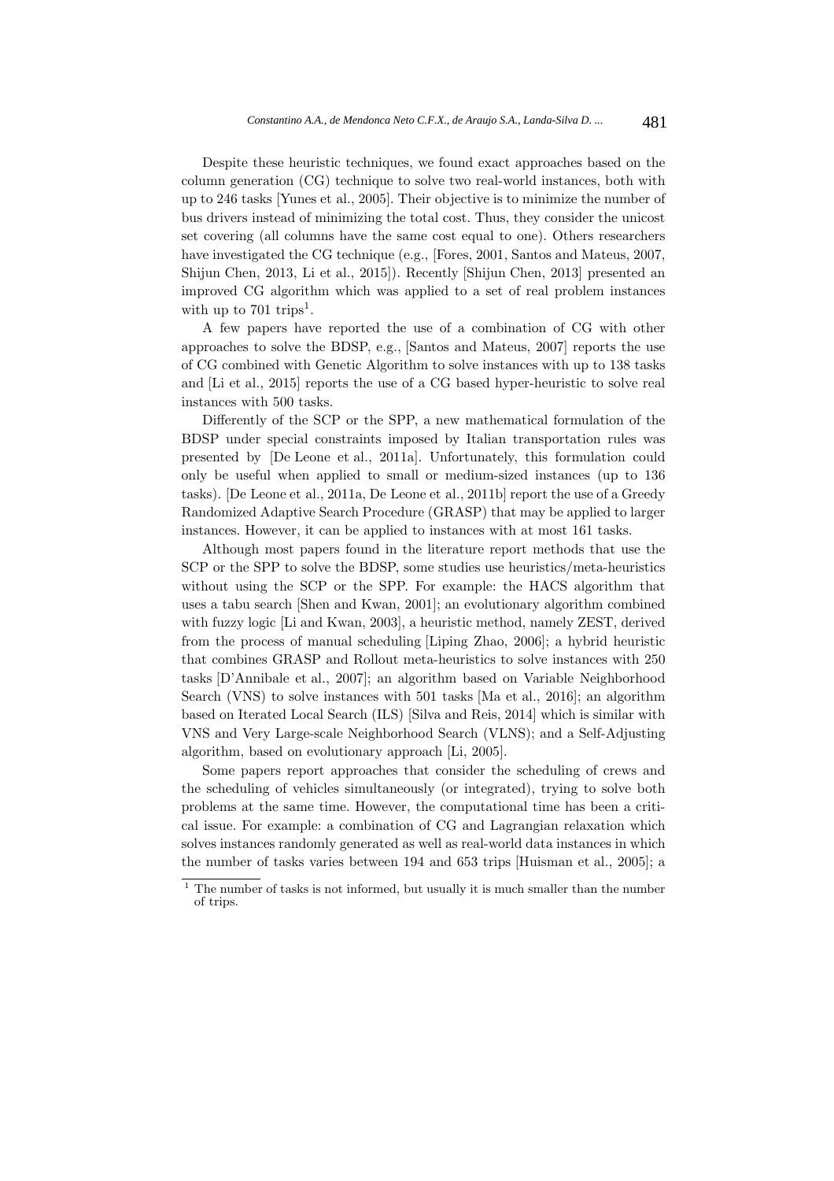Despite these heuristic techniques, we found exact approaches based on the column generation (CG) technique to solve two real-world instances, both with up to 246 tasks [Yunes et al., 2005]. Their objective is to minimize the number of bus drivers instead of minimizing the total cost. Thus, they consider the unicost set covering (all columns have the same cost equal to one). Others researchers have investigated the CG technique (e.g., [Fores, 2001, Santos and Mateus, 2007, Shijun Chen, 2013, Li et al., 2015]). Recently [Shijun Chen, 2013] presented an improved CG algorithm which was applied to a set of real problem instances with up to 701 trips[1].

A few papers have reported the use of a combination of CG with other approaches to solve the BDSP, e.g., [Santos and Mateus, 2007] reports the use of CG combined with Genetic Algorithm to solve instances with up to 138 tasks and [Li et al., 2015] reports the use of a CG based hyper-heuristic to solve real instances with 500 tasks.

Differently of the SCP or the SPP, a new mathematical formulation of the BDSP under special constraints imposed by Italian transportation rules was presented by [De Leone et al., 2011a]. Unfortunately, this formulation could only be useful when applied to small or medium-sized instances (up to 136 tasks). [De Leone et al., 2011a, De Leone et al., 2011b] report the use of a Greedy Randomized Adaptive Search Procedure (GRASP) that may be applied to larger instances. However, it can be applied to instances with at most 161 tasks.

Although most papers found in the literature report methods that use the SCP or the SPP to solve the BDSP, some studies use heuristics/meta-heuristics without using the SCP or the SPP. For example: the HACS algorithm that uses a tabu search [Shen and Kwan, 2001]; an evolutionary algorithm combined with fuzzy logic [Li and Kwan, 2003], a heuristic method, namely ZEST, derived from the process of manual scheduling [Liping Zhao, 2006]; a hybrid heuristic that combines GRASP and Rollout meta-heuristics to solve instances with 250 tasks [D'Annibale et al., 2007]; an algorithm based on Variable Neighborhood Search (VNS) to solve instances with 501 tasks [Ma et al., 2016]; an algorithm based on Iterated Local Search (ILS) [Silva and Reis, 2014] which is similar with VNS and Very Large-scale Neighborhood Search (VLNS); and a Self-Adjusting algorithm, based on evolutionary approach [Li, 2005].

Some papers report approaches that consider the scheduling of crews and the scheduling of vehicles simultaneously (or integrated), trying to solve both problems at the same time. However, the computational time has been a critical issue. For example: a combination of CG and Lagrangian relaxation which solves instances randomly generated as well as real-world data instances in which the number of tasks varies between 194 and 653 trips [Huisman et al., 2005]; a

[1] The number of tasks is not informed, but usually it is much smaller than the number of trips.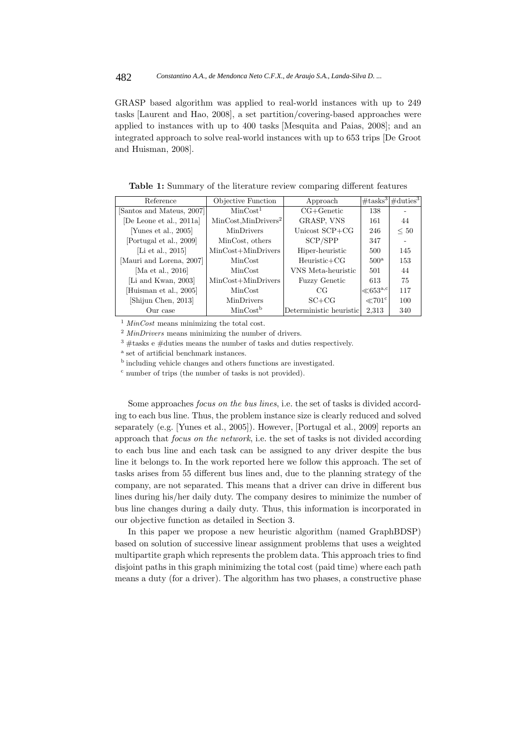GRASP based algorithm was applied to real-world instances with up to 249 tasks [Laurent and Hao, 2008], a set partition/covering-based approaches were applied to instances with up to 400 tasks [Mesquita and Paias, 2008]; and an integrated approach to solve real-world instances with up to 653 trips [De Groot and Huisman, 2008].

**Table 1:** Summary of the literature review comparing different features

| Reference | Objective Function | Approach | #tasks[3] | #duties[3] |
|---|---|---|---|---|
| [Santos and Mateus, 2007] | MinCost[1] | CG+Genetic | 138 | - |
| [De Leone et al., 2011a] | MinCost,MinDrivers[2] | GRASP, VNS | 161 | 44 |
| [Yunes et al., 2005] | MinDrivers | Unicost SCP+CG | 246 | $\leq 50$ |
| [Portugal et al., 2009] | MinCost, others | SCP/SPP | 347 | - |
| [Li et al., 2015] | MinCost+MinDrivers | Hiper-heuristic | 500 | 145 |
| [Mauri and Lorena, 2007] | MinCost | Heuristic+CG | 500[a] | 153 |
| [Ma et al., 2016] | MinCost | VNS Meta-heuristic | 501 | 44 |
| [Li and Kwan, 2003] | MinCost+MinDrivers | Fuzzy Genetic | 613 | 75 |
| [Huisman et al., 2005] | MinCost | CG | $\ll$653[a,c] | 117 |
| [Shijun Chen, 2013] | MinDrivers | SC+CG | $\ll$701[c] | 100 |
| Our case | MinCost[b] | Deterministic heuristic | 2,313 | 340 |

[1] *MinCost* means minimizing the total cost.
[2] *MinDrivers* means minimizing the number of drivers.
[3] #tasks e #duties means the number of tasks and duties respectively.
[a] set of artificial benchmark instances.
[b] including vehicle changes and others functions are investigated.
[c] number of trips (the number of tasks is not provided).

Some approaches *focus on the bus lines*, i.e. the set of tasks is divided according to each bus line. Thus, the problem instance size is clearly reduced and solved separately (e.g. [Yunes et al., 2005]). However, [Portugal et al., 2009] reports an approach that *focus on the network*, i.e. the set of tasks is not divided according to each bus line and each task can be assigned to any driver despite the bus line it belongs to. In the work reported here we follow this approach. The set of tasks arises from 55 different bus lines and, due to the planning strategy of the company, are not separated. This means that a driver can drive in different bus lines during his/her daily duty. The company desires to minimize the number of bus line changes during a daily duty. Thus, this information is incorporated in our objective function as detailed in Section 3.

In this paper we propose a new heuristic algorithm (named GraphBDSP) based on solution of successive linear assignment problems that uses a weighted multipartite graph which represents the problem data. This approach tries to find disjoint paths in this graph minimizing the total cost (paid time) where each path means a duty (for a driver). The algorithm has two phases, a constructive phase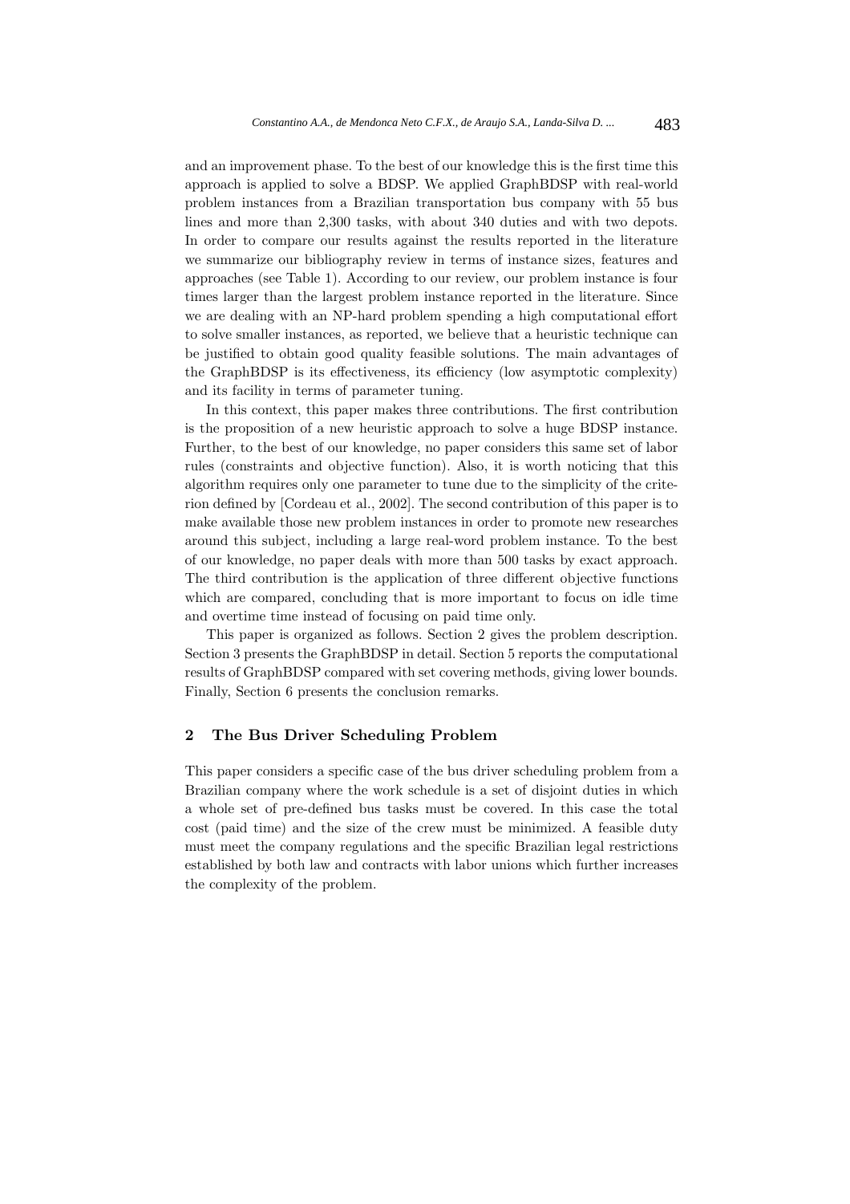and an improvement phase. To the best of our knowledge this is the first time this approach is applied to solve a BDSP. We applied GraphBDSP with real-world problem instances from a Brazilian transportation bus company with 55 bus lines and more than 2,300 tasks, with about 340 duties and with two depots. In order to compare our results against the results reported in the literature we summarize our bibliography review in terms of instance sizes, features and approaches (see Table 1). According to our review, our problem instance is four times larger than the largest problem instance reported in the literature. Since we are dealing with an NP-hard problem spending a high computational effort to solve smaller instances, as reported, we believe that a heuristic technique can be justified to obtain good quality feasible solutions. The main advantages of the GraphBDSP is its effectiveness, its efficiency (low asymptotic complexity) and its facility in terms of parameter tuning.

In this context, this paper makes three contributions. The first contribution is the proposition of a new heuristic approach to solve a huge BDSP instance. Further, to the best of our knowledge, no paper considers this same set of labor rules (constraints and objective function). Also, it is worth noticing that this algorithm requires only one parameter to tune due to the simplicity of the criterion defined by [Cordeau et al., 2002]. The second contribution of this paper is to make available those new problem instances in order to promote new researches around this subject, including a large real-word problem instance. To the best of our knowledge, no paper deals with more than 500 tasks by exact approach. The third contribution is the application of three different objective functions which are compared, concluding that is more important to focus on idle time and overtime time instead of focusing on paid time only.

This paper is organized as follows. Section 2 gives the problem description. Section 3 presents the GraphBDSP in detail. Section 5 reports the computational results of GraphBDSP compared with set covering methods, giving lower bounds. Finally, Section 6 presents the conclusion remarks.

## 2 The Bus Driver Scheduling Problem

This paper considers a specific case of the bus driver scheduling problem from a Brazilian company where the work schedule is a set of disjoint duties in which a whole set of pre-defined bus tasks must be covered. In this case the total cost (paid time) and the size of the crew must be minimized. A feasible duty must meet the company regulations and the specific Brazilian legal restrictions established by both law and contracts with labor unions which further increases the complexity of the problem.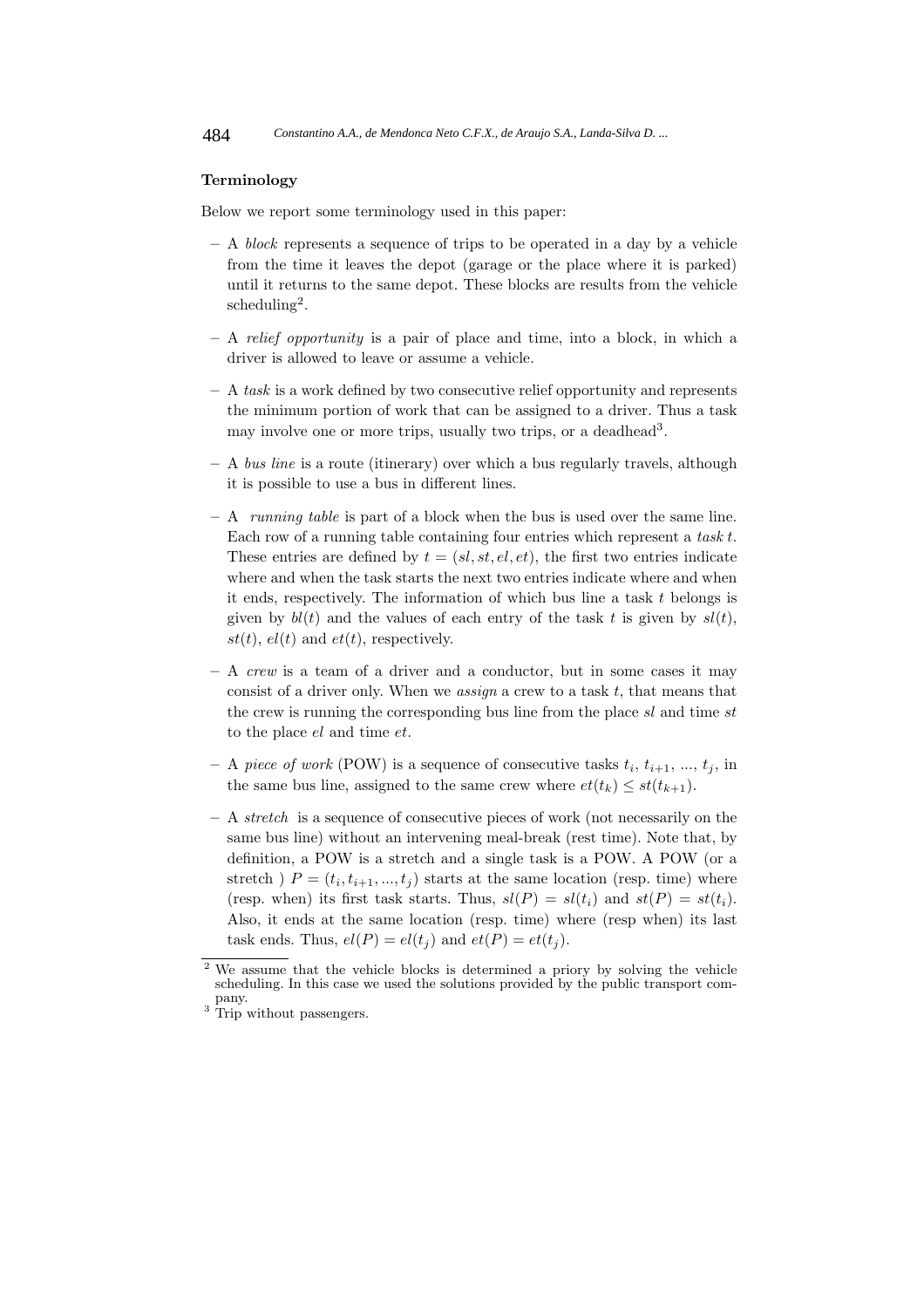**Terminology**

Below we report some terminology used in this paper:

- A *block* represents a sequence of trips to be operated in a day by a vehicle from the time it leaves the depot (garage or the place where it is parked) until it returns to the same depot. These blocks are results from the vehicle scheduling[2].
- A *relief opportunity* is a pair of place and time, into a block, in which a driver is allowed to leave or assume a vehicle.
- A *task* is a work defined by two consecutive relief opportunity and represents the minimum portion of work that can be assigned to a driver. Thus a task may involve one or more trips, usually two trips, or a deadhead[3].
- A *bus line* is a route (itinerary) over which a bus regularly travels, although it is possible to use a bus in different lines.
- A *running table* is part of a block when the bus is used over the same line. Each row of a running table containing four entries which represent a *task* $t$. These entries are defined by $t = (sl, st, el, et)$, the first two entries indicate where and when the task starts the next two entries indicate where and when it ends, respectively. The information of which bus line a task $t$ belongs is given by $bl(t)$ and the values of each entry of the task $t$ is given by $sl(t)$, $st(t)$, $el(t)$ and $et(t)$, respectively.
- A *crew* is a team of a driver and a conductor, but in some cases it may consist of a driver only. When we *assign* a crew to a task $t$, that means that the crew is running the corresponding bus line from the place $sl$ and time $st$ to the place $el$ and time $et$.
- A *piece of work* (POW) is a sequence of consecutive tasks $t_i$, $t_{i+1}$, ..., $t_j$, in the same bus line, assigned to the same crew where $et(t_k) \leq st(t_{k+1})$.
- A *stretch* is a sequence of consecutive pieces of work (not necessarily on the same bus line) without an intervening meal-break (rest time). Note that, by definition, a POW is a stretch and a single task is a POW. A POW (or a stretch ) $P = (t_i, t_{i+1}, ..., t_j)$ starts at the same location (resp. time) where (resp. when) its first task starts. Thus, $sl(P) = sl(t_i)$ and $st(P) = st(t_i)$. Also, it ends at the same location (resp. time) where (resp when) its last task ends. Thus, $el(P) = el(t_j)$ and $et(P) = et(t_j)$.

[2] We assume that the vehicle blocks is determined a priory by solving the vehicle scheduling. In this case we used the solutions provided by the public transport company.

[3] Trip without passengers.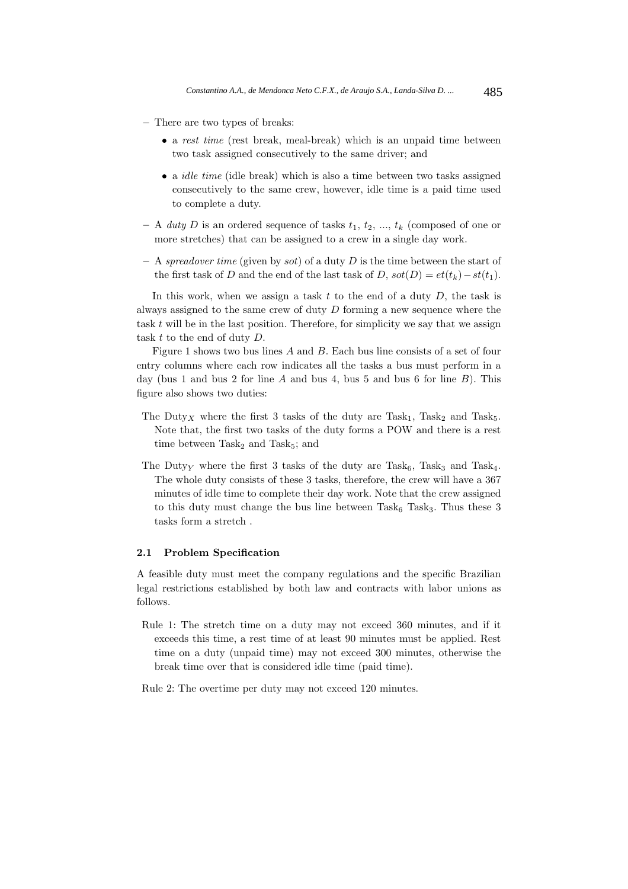– There are two types of breaks:

  - a *rest time* (rest break, meal-break) which is an unpaid time between two task assigned consecutively to the same driver; and
  - a *idle time* (idle break) which is also a time between two tasks assigned consecutively to the same crew, however, idle time is a paid time used to complete a duty.

– A *duty* $D$ is an ordered sequence of tasks $t_1$, $t_2$, ..., $t_k$ (composed of one or more stretches) that can be assigned to a crew in a single day work.

– A *spreadover time* (given by $sot$) of a duty $D$ is the time between the start of the first task of $D$ and the end of the last task of $D$, $sot(D) = et(t_k) - st(t_1)$.

In this work, when we assign a task $t$ to the end of a duty $D$, the task is always assigned to the same crew of duty $D$ forming a new sequence where the task $t$ will be in the last position. Therefore, for simplicity we say that we assign task $t$ to the end of duty $D$.

Figure 1 shows two bus lines $A$ and $B$. Each bus line consists of a set of four entry columns where each row indicates all the tasks a bus must perform in a day (bus 1 and bus 2 for line $A$ and bus 4, bus 5 and bus 6 for line $B$). This figure also shows two duties:

The $\text{Duty}_X$ where the first 3 tasks of the duty are $\text{Task}_1$, $\text{Task}_2$ and $\text{Task}_5$. Note that, the first two tasks of the duty forms a POW and there is a rest time between $\text{Task}_2$ and $\text{Task}_5$; and

The $\text{Duty}_Y$ where the first 3 tasks of the duty are $\text{Task}_6$, $\text{Task}_3$ and $\text{Task}_4$. The whole duty consists of these 3 tasks, therefore, the crew will have a 367 minutes of idle time to complete their day work. Note that the crew assigned to this duty must change the bus line between $\text{Task}_6$ $\text{Task}_3$. Thus these 3 tasks form a stretch .

### 2.1 Problem Specification

A feasible duty must meet the company regulations and the specific Brazilian legal restrictions established by both law and contracts with labor unions as follows.

Rule 1: The stretch time on a duty may not exceed 360 minutes, and if it exceeds this time, a rest time of at least 90 minutes must be applied. Rest time on a duty (unpaid time) may not exceed 300 minutes, otherwise the break time over that is considered idle time (paid time).

Rule 2: The overtime per duty may not exceed 120 minutes.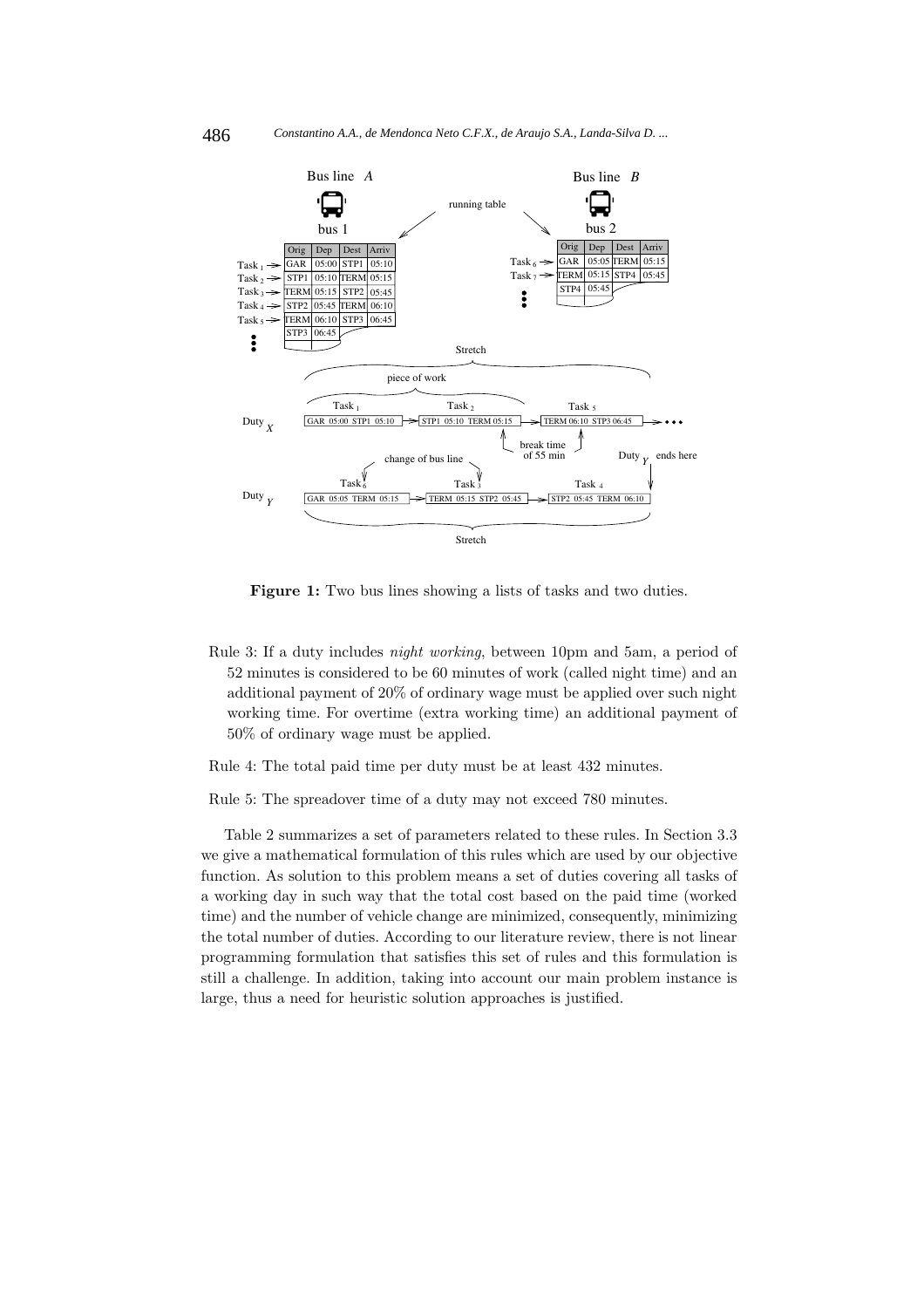**Figure 1:** Two bus lines showing a lists of tasks and two duties.

Rule 3: If a duty includes *night working*, between 10pm and 5am, a period of 52 minutes is considered to be 60 minutes of work (called night time) and an additional payment of 20% of ordinary wage must be applied over such night working time. For overtime (extra working time) an additional payment of 50% of ordinary wage must be applied.

Rule 4: The total paid time per duty must be at least 432 minutes.

Rule 5: The spreadover time of a duty may not exceed 780 minutes.

Table 2 summarizes a set of parameters related to these rules. In Section 3.3 we give a mathematical formulation of this rules which are used by our objective function. As solution to this problem means a set of duties covering all tasks of a working day in such way that the total cost based on the paid time (worked time) and the number of vehicle change are minimized, consequently, minimizing the total number of duties. According to our literature review, there is not linear programming formulation that satisfies this set of rules and this formulation is still a challenge. In addition, taking into account our main problem instance is large, thus a need for heuristic solution approaches is justified.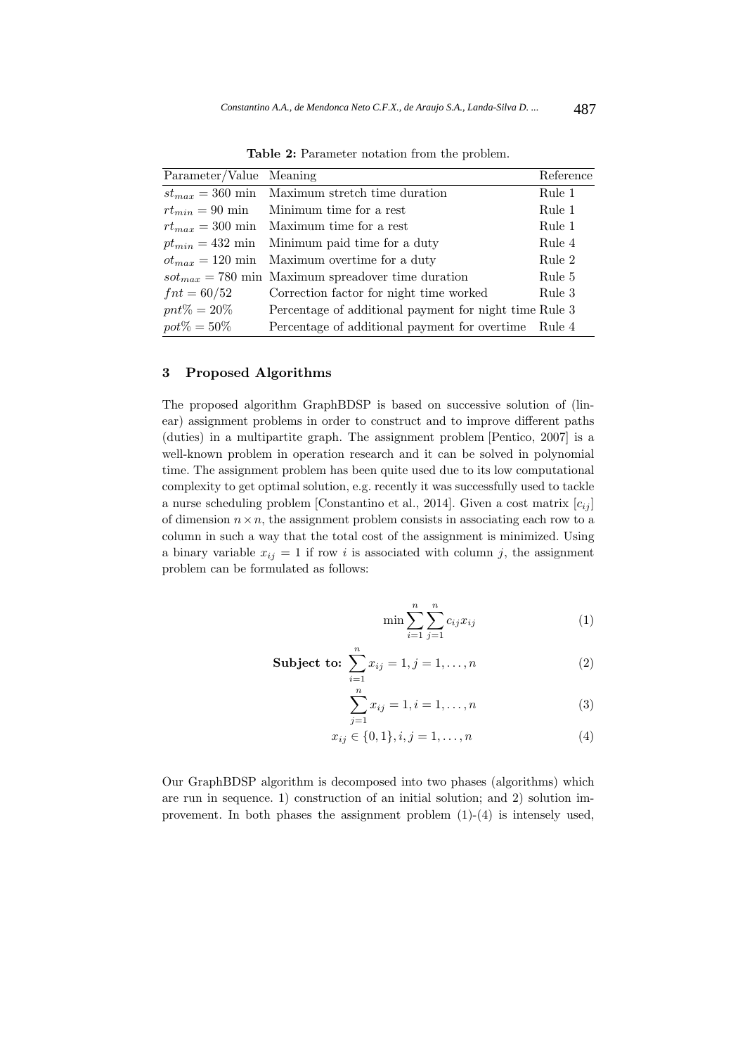**Table 2:** Parameter notation from the problem.

| Parameter/Value | Meaning | Reference |
|---|---|---|
| $st_{max} = 360$ min | Maximum stretch time duration | Rule 1 |
| $rt_{min} = 90$ min | Minimum time for a rest | Rule 1 |
| $rt_{max} = 300$ min | Maximum time for a rest | Rule 1 |
| $pt_{min} = 432$ min | Minimum paid time for a duty | Rule 4 |
| $ot_{max} = 120$ min | Maximum overtime for a duty | Rule 2 |
| $sot_{max} = 780$ min | Maximum spreadover time duration | Rule 5 |
| $fnt = 60/52$ | Correction factor for night time worked | Rule 3 |
| $pnt\% = 20\%$ | Percentage of additional payment for night time | Rule 3 |
| $pot\% = 50\%$ | Percentage of additional payment for overtime | Rule 4 |

## 3 Proposed Algorithms

The proposed algorithm GraphBDSP is based on successive solution of (linear) assignment problems in order to construct and to improve different paths (duties) in a multipartite graph. The assignment problem [Pentico, 2007] is a well-known problem in operation research and it can be solved in polynomial time. The assignment problem has been quite used due to its low computational complexity to get optimal solution, e.g. recently it was successfully used to tackle a nurse scheduling problem [Constantino et al., 2014]. Given a cost matrix $[c_{ij}]$ of dimension $n \times n$, the assignment problem consists in associating each row to a column in such a way that the total cost of the assignment is minimized. Using a binary variable $x_{ij} = 1$ if row $i$ is associated with column $j$, the assignment problem can be formulated as follows:

$$\min \sum_{i=1}^{n} \sum_{j=1}^{n} c_{ij} x_{ij} \tag{1}$$

$$\textbf{Subject to: } \sum_{i=1}^{n} x_{ij} = 1, j = 1, \ldots, n \tag{2}$$

$$\sum_{j=1}^{n} x_{ij} = 1, i = 1, \ldots, n \tag{3}$$

$$x_{ij} \in \{0, 1\}, i, j = 1, \ldots, n \tag{4}$$

Our GraphBDSP algorithm is decomposed into two phases (algorithms) which are run in sequence. 1) construction of an initial solution; and 2) solution improvement. In both phases the assignment problem (1)-(4) is intensely used,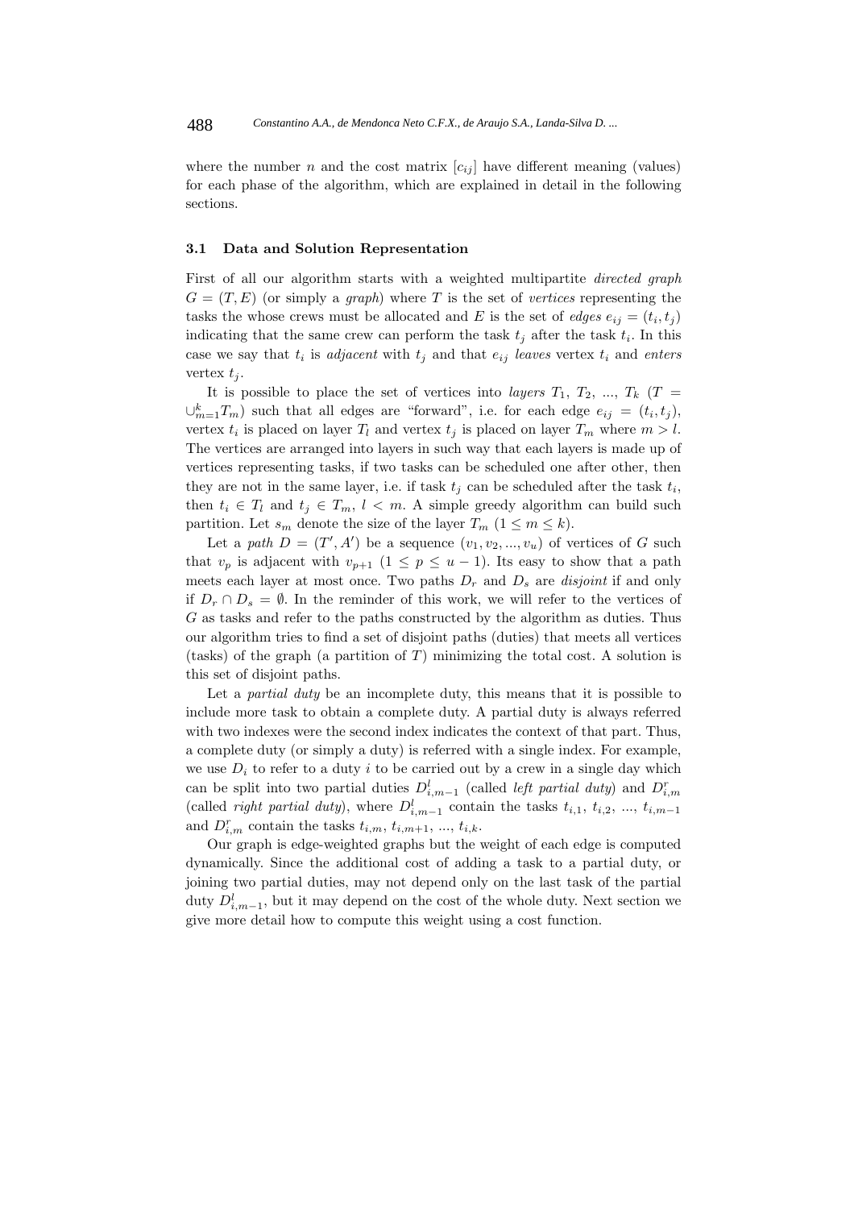where the number $n$ and the cost matrix $[c_{ij}]$ have different meaning (values) for each phase of the algorithm, which are explained in detail in the following sections.

### 3.1 Data and Solution Representation

First of all our algorithm starts with a weighted multipartite *directed graph* $G = (T, E)$ (or simply a *graph*) where $T$ is the set of *vertices* representing the tasks the whose crews must be allocated and $E$ is the set of *edges* $e_{ij} = (t_i, t_j)$ indicating that the same crew can perform the task $t_j$ after the task $t_i$. In this case we say that $t_i$ is *adjacent* with $t_j$ and that $e_{ij}$ *leaves* vertex $t_i$ and *enters* vertex $t_j$.

It is possible to place the set of vertices into *layers* $T_1$, $T_2$, ..., $T_k$ ($T = \cup_{m=1}^{k} T_m$) such that all edges are "forward", i.e. for each edge $e_{ij} = (t_i, t_j)$, vertex $t_i$ is placed on layer $T_l$ and vertex $t_j$ is placed on layer $T_m$ where $m > l$. The vertices are arranged into layers in such way that each layers is made up of vertices representing tasks, if two tasks can be scheduled one after other, then they are not in the same layer, i.e. if task $t_j$ can be scheduled after the task $t_i$, then $t_i \in T_l$ and $t_j \in T_m$, $l < m$. A simple greedy algorithm can build such partition. Let $s_m$ denote the size of the layer $T_m$ ($1 \leq m \leq k$).

Let a *path* $D = (T', A')$ be a sequence $(v_1, v_2, ..., v_u)$ of vertices of $G$ such that $v_p$ is adjacent with $v_{p+1}$ ($1 \leq p \leq u - 1$). Its easy to show that a path meets each layer at most once. Two paths $D_r$ and $D_s$ are *disjoint* if and only if $D_r \cap D_s = \emptyset$. In the reminder of this work, we will refer to the vertices of $G$ as tasks and refer to the paths constructed by the algorithm as duties. Thus our algorithm tries to find a set of disjoint paths (duties) that meets all vertices (tasks) of the graph (a partition of $T$) minimizing the total cost. A solution is this set of disjoint paths.

Let a *partial duty* be an incomplete duty, this means that it is possible to include more task to obtain a complete duty. A partial duty is always referred with two indexes were the second index indicates the context of that part. Thus, a complete duty (or simply a duty) is referred with a single index. For example, we use $D_i$ to refer to a duty $i$ to be carried out by a crew in a single day which can be split into two partial duties $D^l_{i,m-1}$ (called *left partial duty*) and $D^r_{i,m}$ (called *right partial duty*), where $D^l_{i,m-1}$ contain the tasks $t_{i,1}$, $t_{i,2}$, ..., $t_{i,m-1}$ and $D^r_{i,m}$ contain the tasks $t_{i,m}$, $t_{i,m+1}$, ..., $t_{i,k}$.

Our graph is edge-weighted graphs but the weight of each edge is computed dynamically. Since the additional cost of adding a task to a partial duty, or joining two partial duties, may not depend only on the last task of the partial duty $D^l_{i,m-1}$, but it may depend on the cost of the whole duty. Next section we give more detail how to compute this weight using a cost function.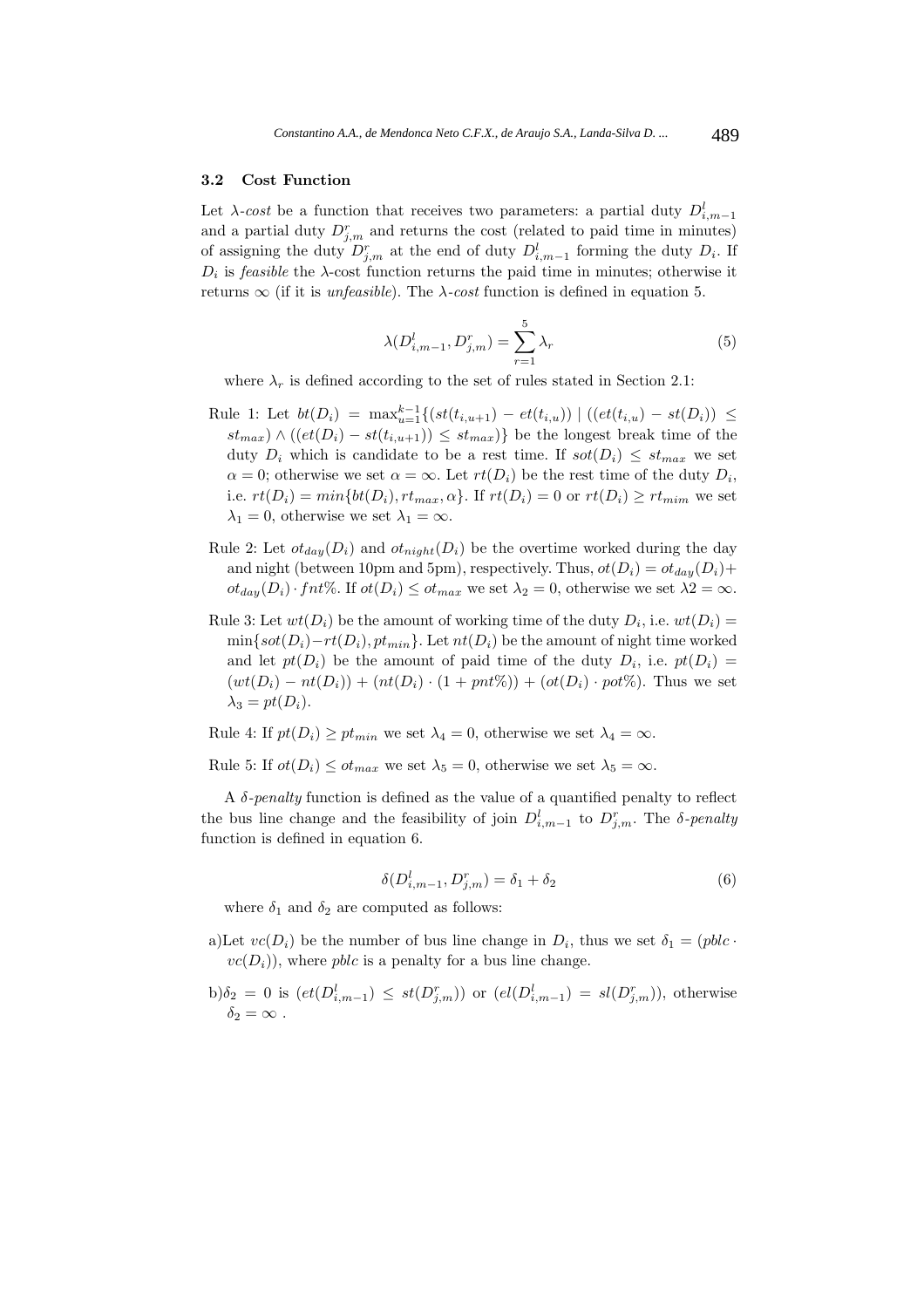### 3.2 Cost Function

Let $\lambda$-*cost* be a function that receives two parameters: a partial duty $D^l_{i,m-1}$ and a partial duty $D^r_{j,m}$ and returns the cost (related to paid time in minutes) of assigning the duty $D^r_{j,m}$ at the end of duty $D^l_{i,m-1}$ forming the duty $D_i$. If $D_i$ is *feasible* the $\lambda$-cost function returns the paid time in minutes; otherwise it returns $\infty$ (if it is *unfeasible*). The $\lambda$-*cost* function is defined in equation 5.

$$\lambda(D^l_{i,m-1}, D^r_{j,m}) = \sum_{r=1}^{5} \lambda_r \tag{5}$$

where $\lambda_r$ is defined according to the set of rules stated in Section 2.1:

Rule 1: Let $bt(D_i) = \max_{u=1}^{k-1}\{(st(t_{i,u+1}) - et(t_{i,u})) \mid ((et(t_{i,u}) - st(D_i)) \leq st_{max}) \wedge ((et(D_i) - st(t_{i,u+1})) \leq st_{max})\}$ be the longest break time of the duty $D_i$ which is candidate to be a rest time. If $sot(D_i) \leq st_{max}$ we set $\alpha = 0$; otherwise we set $\alpha = \infty$. Let $rt(D_i)$ be the rest time of the duty $D_i$, i.e. $rt(D_i) = min\{bt(D_i), rt_{max}, \alpha\}$. If $rt(D_i) = 0$ or $rt(D_i) \geq rt_{mim}$ we set $\lambda_1 = 0$, otherwise we set $\lambda_1 = \infty$.

Rule 2: Let $ot_{day}(D_i)$ and $ot_{night}(D_i)$ be the overtime worked during the day and night (between 10pm and 5pm), respectively. Thus, $ot(D_i) = ot_{day}(D_i) + ot_{day}(D_i) \cdot fnt\%$. If $ot(D_i) \leq ot_{max}$ we set $\lambda_2 = 0$, otherwise we set $\lambda 2 = \infty$.

Rule 3: Let $wt(D_i)$ be the amount of working time of the duty $D_i$, i.e. $wt(D_i) = \min\{sot(D_i) - rt(D_i), pt_{min}\}$. Let $nt(D_i)$ be the amount of night time worked and let $pt(D_i)$ be the amount of paid time of the duty $D_i$, i.e. $pt(D_i) = (wt(D_i) - nt(D_i)) + (nt(D_i) \cdot (1 + pnt\%)) + (ot(D_i) \cdot pot\%)$. Thus we set $\lambda_3 = pt(D_i)$.

Rule 4: If $pt(D_i) \geq pt_{min}$ we set $\lambda_4 = 0$, otherwise we set $\lambda_4 = \infty$.

Rule 5: If $ot(D_i) \leq ot_{max}$ we set $\lambda_5 = 0$, otherwise we set $\lambda_5 = \infty$.

A $\delta$-*penalty* function is defined as the value of a quantified penalty to reflect the bus line change and the feasibility of join $D^l_{i,m-1}$ to $D^r_{j,m}$. The $\delta$-*penalty* function is defined in equation 6.

$$\delta(D^l_{i,m-1}, D^r_{j,m}) = \delta_1 + \delta_2 \tag{6}$$

where $\delta_1$ and $\delta_2$ are computed as follows:

a)Let $vc(D_i)$ be the number of bus line change in $D_i$, thus we set $\delta_1 = (pblc \cdot vc(D_i))$, where *pblc* is a penalty for a bus line change.

b)$\delta_2 = 0$ is $(et(D^l_{i,m-1}) \leq st(D^r_{j,m}))$ or $(el(D^l_{i,m-1}) = sl(D^r_{j,m}))$, otherwise $\delta_2 = \infty$ .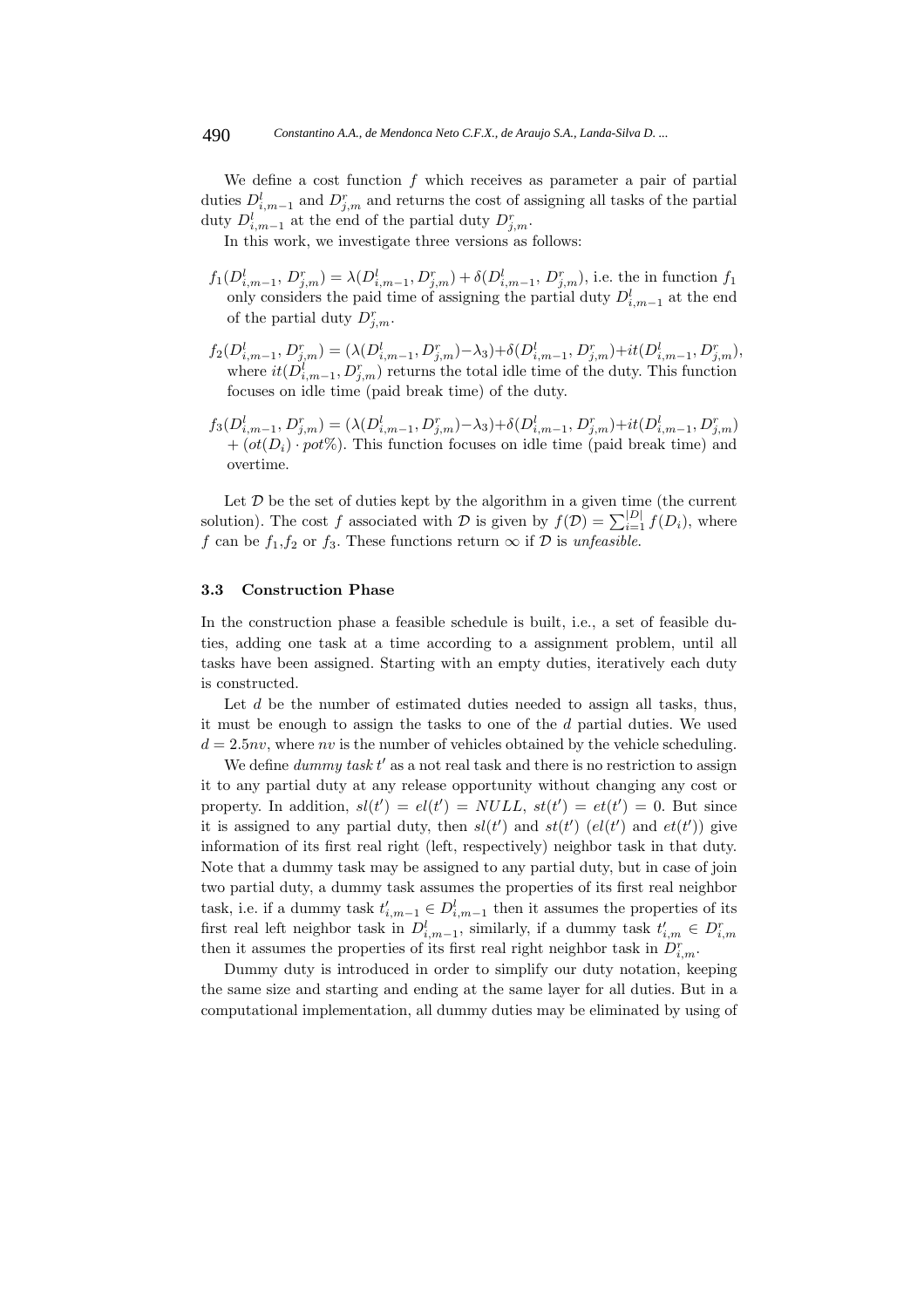We define a cost function $f$ which receives as parameter a pair of partial duties $D^l_{i,m-1}$ and $D^r_{j,m}$ and returns the cost of assigning all tasks of the partial duty $D^l_{i,m-1}$ at the end of the partial duty $D^r_{j,m}$.

In this work, we investigate three versions as follows:

$f_1(D^l_{i,m-1}, D^r_{j,m}) = \lambda(D^l_{i,m-1}, D^r_{j,m}) + \delta(D^l_{i,m-1}, D^r_{j,m})$, i.e. the in function $f_1$ only considers the paid time of assigning the partial duty $D^l_{i,m-1}$ at the end of the partial duty $D^r_{j,m}$.

$f_2(D^l_{i,m-1}, D^r_{j,m}) = (\lambda(D^l_{i,m-1}, D^r_{j,m}) - \lambda_3) + \delta(D^l_{i,m-1}, D^r_{j,m}) + it(D^l_{i,m-1}, D^r_{j,m})$, where $it(D^l_{i,m-1}, D^r_{j,m})$ returns the total idle time of the duty. This function focuses on idle time (paid break time) of the duty.

$f_3(D^l_{i,m-1}, D^r_{j,m}) = (\lambda(D^l_{i,m-1}, D^r_{j,m}) - \lambda_3) + \delta(D^l_{i,m-1}, D^r_{j,m}) + it(D^l_{i,m-1}, D^r_{j,m}) + (ot(D_i) \cdot pot\%)$. This function focuses on idle time (paid break time) and overtime.

Let $\mathcal{D}$ be the set of duties kept by the algorithm in a given time (the current solution). The cost $f$ associated with $\mathcal{D}$ is given by $f(\mathcal{D}) = \sum_{i=1}^{|D|} f(D_i)$, where $f$ can be $f_1$,$f_2$ or $f_3$. These functions return $\infty$ if $\mathcal{D}$ is *unfeasible*.

### 3.3 Construction Phase

In the construction phase a feasible schedule is built, i.e., a set of feasible duties, adding one task at a time according to a assignment problem, until all tasks have been assigned. Starting with an empty duties, iteratively each duty is constructed.

Let $d$ be the number of estimated duties needed to assign all tasks, thus, it must be enough to assign the tasks to one of the $d$ partial duties. We used $d = 2.5nv$, where $nv$ is the number of vehicles obtained by the vehicle scheduling.

We define *dummy task* $t'$ as a not real task and there is no restriction to assign it to any partial duty at any release opportunity without changing any cost or property. In addition, $sl(t') = el(t') = NULL$, $st(t') = et(t') = 0$. But since it is assigned to any partial duty, then $sl(t')$ and $st(t')$ ($el(t')$ and $et(t')$) give information of its first real right (left, respectively) neighbor task in that duty. Note that a dummy task may be assigned to any partial duty, but in case of join two partial duty, a dummy task assumes the properties of its first real neighbor task, i.e. if a dummy task $t'_{i,m-1} \in D^l_{i,m-1}$ then it assumes the properties of its first real left neighbor task in $D^l_{i,m-1}$, similarly, if a dummy task $t'_{i,m} \in D^r_{i,m}$ then it assumes the properties of its first real right neighbor task in $D^r_{i,m}$.

Dummy duty is introduced in order to simplify our duty notation, keeping the same size and starting and ending at the same layer for all duties. But in a computational implementation, all dummy duties may be eliminated by using of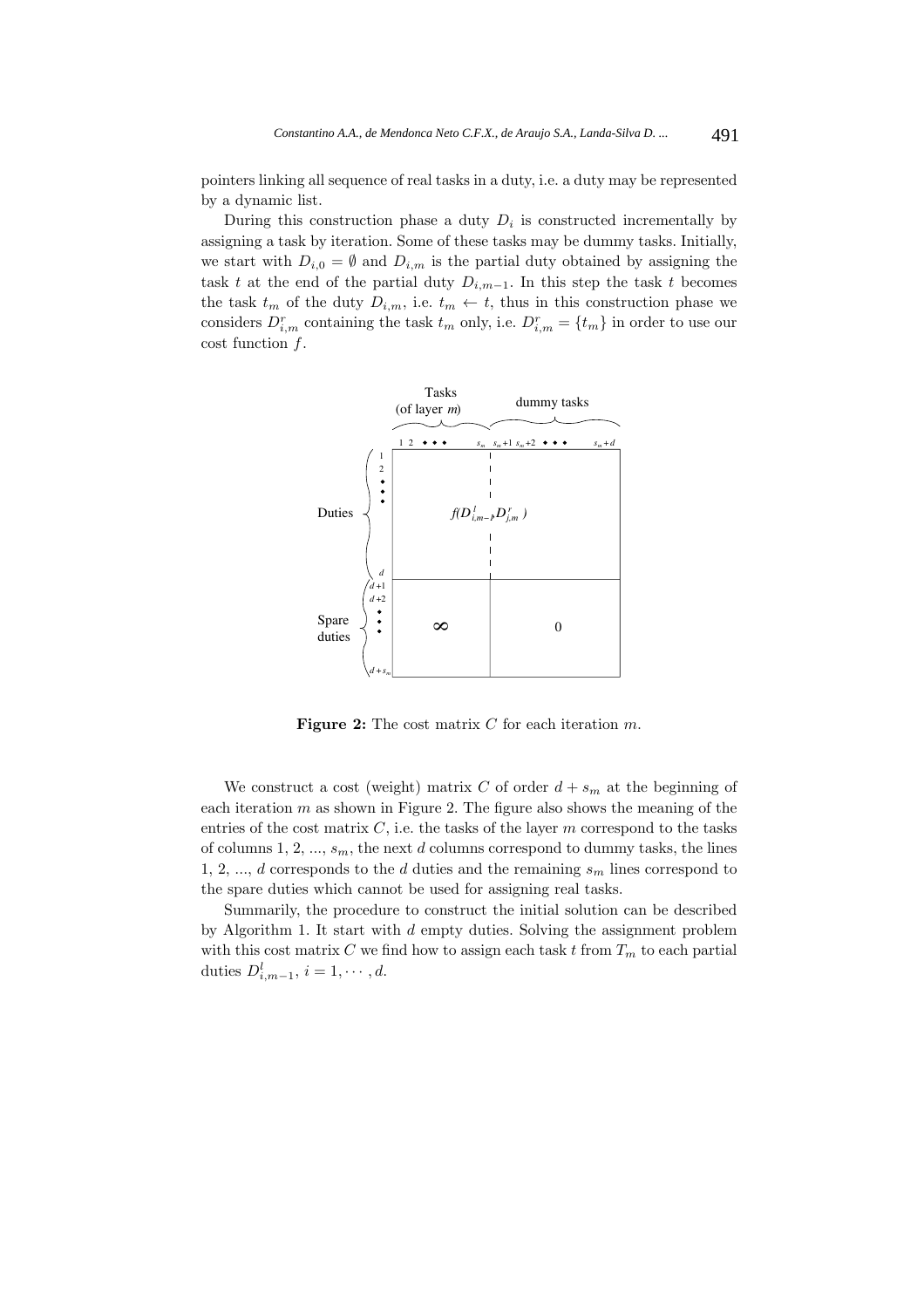pointers linking all sequence of real tasks in a duty, i.e. a duty may be represented by a dynamic list.

During this construction phase a duty $D_i$ is constructed incrementally by assigning a task by iteration. Some of these tasks may be dummy tasks. Initially, we start with $D_{i,0} = \emptyset$ and $D_{i,m}$ is the partial duty obtained by assigning the task $t$ at the end of the partial duty $D_{i,m-1}$. In this step the task $t$ becomes the task $t_m$ of the duty $D_{i,m}$, i.e. $t_m \leftarrow t$, thus in this construction phase we considers $D^r_{i,m}$ containing the task $t_m$ only, i.e. $D^r_{i,m} = \{t_m\}$ in order to use our cost function $f$.

**Figure 2:** The cost matrix $C$ for each iteration $m$.

We construct a cost (weight) matrix $C$ of order $d + s_m$ at the beginning of each iteration $m$ as shown in Figure 2. The figure also shows the meaning of the entries of the cost matrix $C$, i.e. the tasks of the layer $m$ correspond to the tasks of columns 1, 2, ..., $s_m$, the next $d$ columns correspond to dummy tasks, the lines 1, 2, ..., $d$ corresponds to the $d$ duties and the remaining $s_m$ lines correspond to the spare duties which cannot be used for assigning real tasks.

Summarily, the procedure to construct the initial solution can be described by Algorithm 1. It start with $d$ empty duties. Solving the assignment problem with this cost matrix $C$ we find how to assign each task $t$ from $T_m$ to each partial duties $D^l_{i,m-1}$, $i = 1, \cdots, d$.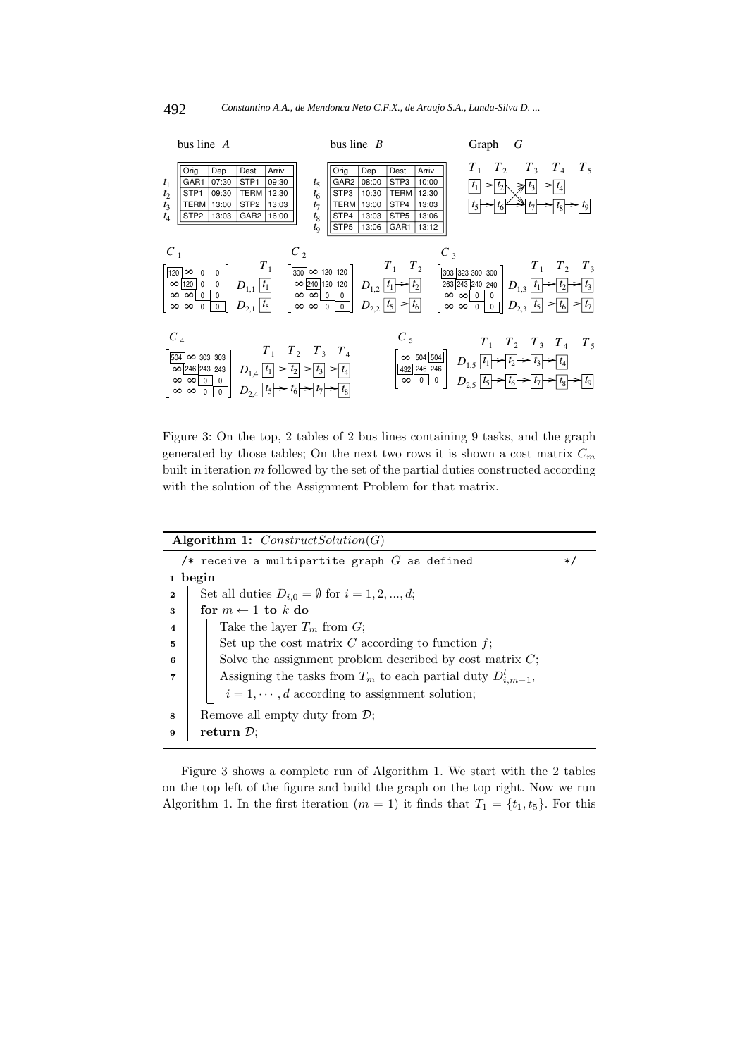bus line $A$

|  | Orig | Dep | Dest | Arriv |
|---|---|---|---|---|
| $t_1$ | GAR1 | 07:30 | STP1 | 09:30 |
| $t_2$ | STP1 | 09:30 | TERM | 12:30 |
| $t_3$ | TERM | 13:00 | STP2 | 13:03 |
| $t_4$ | STP2 | 13:03 | GAR2 | 16:00 |

bus line $B$

|  | Orig | Dep | Dest | Arriv |
|---|---|---|---|---|
| $t_5$ | GAR2 | 08:00 | STP3 | 10:00 |
| $t_6$ | STP3 | 10:30 | TERM | 12:30 |
| $t_7$ | TERM | 13:00 | STP4 | 13:03 |
| $t_8$ | STP4 | 13:03 | STP5 | 13:06 |
| $t_9$ | STP5 | 13:06 | GAR1 | 13:12 |

Graph $G$

$C_1 = \begin{bmatrix} 120 & \infty & 0 & 0 \\ \infty & 120 & 0 & 0 \\ \infty & \infty & 0 & 0 \\ \infty & \infty & 0 & 0 \end{bmatrix}$ $D_{1,1}$: $t_1$; $D_{2,1}$: $t_5$

$C_2 = \begin{bmatrix} 300 & \infty & 120 & 120 \\ \infty & 240 & 120 & 120 \\ \infty & \infty & 0 & 0 \\ \infty & \infty & 0 & 0 \end{bmatrix}$ $D_{1,2}$: $t_1 \to t_2$; $D_{2,2}$: $t_5 \to t_6$

$C_3 = \begin{bmatrix} 303 & 323 & 300 & 300 \\ 263 & 243 & 240 & 240 \\ \infty & \infty & 0 & 0 \\ \infty & \infty & 0 & 0 \end{bmatrix}$ $D_{1,3}$: $t_1 \to t_2 \to t_3$; $D_{2,3}$: $t_5 \to t_6 \to t_7$

$C_4 = \begin{bmatrix} 504 & \infty & 303 & 303 \\ \infty & 246 & 243 & 243 \\ \infty & \infty & 0 & 0 \\ \infty & \infty & 0 & 0 \end{bmatrix}$ $D_{1,4}$: $t_1 \to t_2 \to t_3 \to t_4$; $D_{2,4}$: $t_5 \to t_6 \to t_7 \to t_8$

$C_5 = \begin{bmatrix} \infty & 504 & 504 \\ 432 & 246 & 246 \\ \infty & 0 & 0 \end{bmatrix}$ $D_{1,5}$: $t_1 \to t_2 \to t_3 \to t_4$; $D_{2,5}$: $t_5 \to t_6 \to t_7 \to t_8 \to t_9$

Figure 3: On the top, 2 tables of 2 bus lines containing 9 tasks, and the graph generated by those tables; On the next two rows it is shown a cost matrix $C_m$ built in iteration $m$ followed by the set of the partial duties constructed according with the solution of the Assignment Problem for that matrix.

**Algorithm 1:** *ConstructSolution*$(G)$

```
   /* receive a multipartite graph G as defined                    */
1  begin
2     Set all duties D_{i,0} = ∅ for i = 1, 2, ..., d;
3     for m ← 1 to k do
4        Take the layer T_m from G;
5        Set up the cost matrix C according to function f;
6        Solve the assignment problem described by cost matrix C;
7        Assigning the tasks from T_m to each partial duty D^l_{i,m-1},
           i = 1, ..., d according to assignment solution;
8     Remove all empty duty from 𝒟;
9     return 𝒟;
```

Figure 3 shows a complete run of Algorithm 1. We start with the 2 tables on the top left of the figure and build the graph on the top right. Now we run Algorithm 1. In the first iteration ($m = 1$) it finds that $T_1 = \{t_1, t_5\}$. For this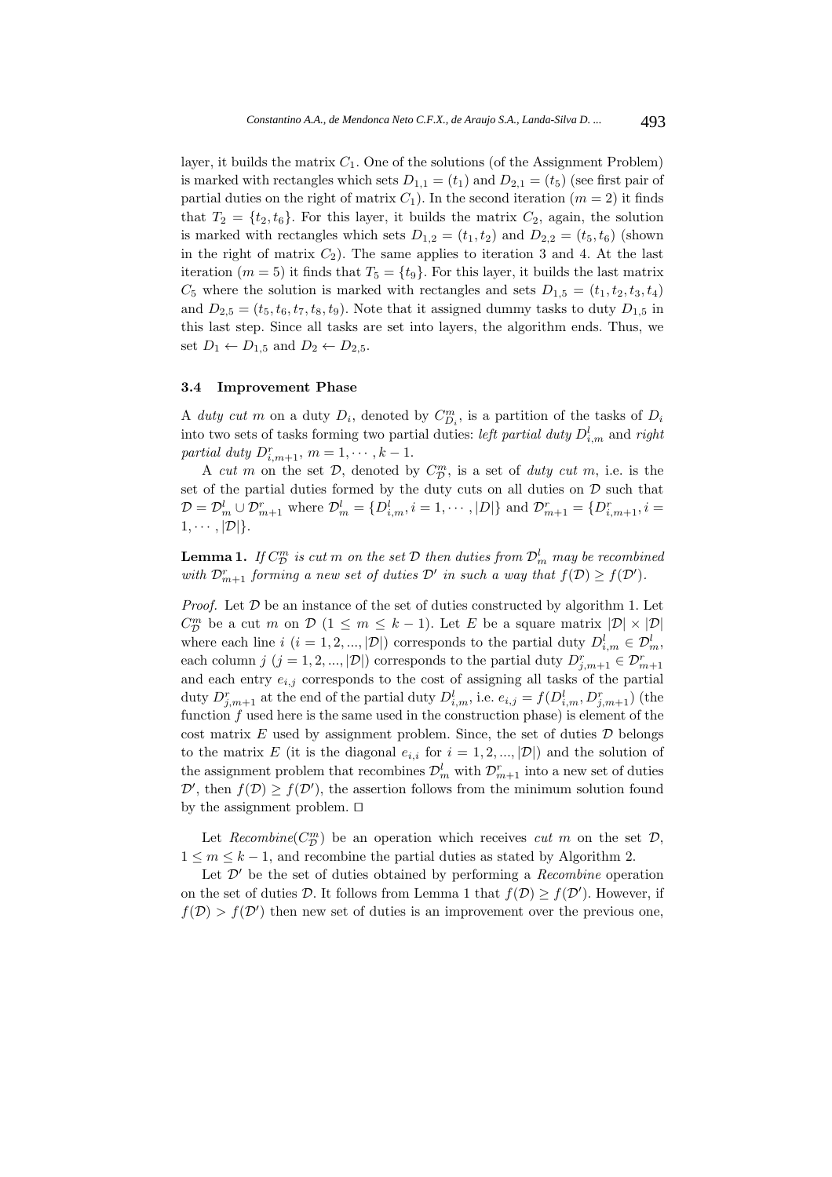layer, it builds the matrix $C_1$. One of the solutions (of the Assignment Problem) is marked with rectangles which sets $D_{1,1} = (t_1)$ and $D_{2,1} = (t_5)$ (see first pair of partial duties on the right of matrix $C_1$). In the second iteration ($m = 2$) it finds that $T_2 = \{t_2, t_6\}$. For this layer, it builds the matrix $C_2$, again, the solution is marked with rectangles which sets $D_{1,2} = (t_1, t_2)$ and $D_{2,2} = (t_5, t_6)$ (shown in the right of matrix $C_2$). The same applies to iteration 3 and 4. At the last iteration ($m = 5$) it finds that $T_5 = \{t_9\}$. For this layer, it builds the last matrix $C_5$ where the solution is marked with rectangles and sets $D_{1,5} = (t_1, t_2, t_3, t_4)$ and $D_{2,5} = (t_5, t_6, t_7, t_8, t_9)$. Note that it assigned dummy tasks to duty $D_{1,5}$ in this last step. Since all tasks are set into layers, the algorithm ends. Thus, we set $D_1 \leftarrow D_{1,5}$ and $D_2 \leftarrow D_{2,5}$.

### 3.4 Improvement Phase

A *duty cut m* on a duty $D_i$, denoted by $C^m_{D_i}$, is a partition of the tasks of $D_i$ into two sets of tasks forming two partial duties: *left partial duty* $D^l_{i,m}$ and *right partial duty* $D^r_{i,m+1}$, $m = 1, \cdots, k-1$.

A *cut m* on the set $\mathcal{D}$, denoted by $C^m_{\mathcal{D}}$, is a set of *duty cut m*, i.e. is the set of the partial duties formed by the duty cuts on all duties on $\mathcal{D}$ such that $\mathcal{D} = \mathcal{D}^l_m \cup \mathcal{D}^r_{m+1}$ where $\mathcal{D}^l_m = \{D^l_{i,m}, i = 1, \cdots, |D|\}$ and $\mathcal{D}^r_{m+1} = \{D^r_{i,m+1}, i = 1, \cdots, |\mathcal{D}|\}$.

**Lemma 1.** *If $C^m_{\mathcal{D}}$ is cut m on the set $\mathcal{D}$ then duties from $\mathcal{D}^l_m$ may be recombined with $\mathcal{D}^r_{m+1}$ forming a new set of duties $\mathcal{D}'$ in such a way that $f(\mathcal{D}) \geq f(\mathcal{D}')$.*

*Proof.* Let $\mathcal{D}$ be an instance of the set of duties constructed by algorithm 1. Let $C^m_{\mathcal{D}}$ be a cut $m$ on $\mathcal{D}$ ($1 \leq m \leq k-1$). Let $E$ be a square matrix $|\mathcal{D}| \times |\mathcal{D}|$ where each line $i$ ($i = 1, 2, ..., |\mathcal{D}|$) corresponds to the partial duty $D^l_{i,m} \in \mathcal{D}^l_m$, each column $j$ ($j = 1, 2, ..., |\mathcal{D}|$) corresponds to the partial duty $D^r_{j,m+1} \in \mathcal{D}^r_{m+1}$ and each entry $e_{i,j}$ corresponds to the cost of assigning all tasks of the partial duty $D^r_{j,m+1}$ at the end of the partial duty $D^l_{i,m}$, i.e. $e_{i,j} = f(D^l_{i,m}, D^r_{j,m+1})$ (the function $f$ used here is the same used in the construction phase) is element of the cost matrix $E$ used by assignment problem. Since, the set of duties $\mathcal{D}$ belongs to the matrix $E$ (it is the diagonal $e_{i,i}$ for $i = 1, 2, ..., |\mathcal{D}|$) and the solution of the assignment problem that recombines $\mathcal{D}^l_m$ with $\mathcal{D}^r_{m+1}$ into a new set of duties $\mathcal{D}'$, then $f(\mathcal{D}) \geq f(\mathcal{D}')$, the assertion follows from the minimum solution found by the assignment problem. □

Let *Recombine*($C^m_{\mathcal{D}}$) be an operation which receives *cut m* on the set $\mathcal{D}$, $1 \leq m \leq k-1$, and recombine the partial duties as stated by Algorithm 2.

Let $\mathcal{D}'$ be the set of duties obtained by performing a *Recombine* operation on the set of duties $\mathcal{D}$. It follows from Lemma 1 that $f(\mathcal{D}) \geq f(\mathcal{D}')$. However, if $f(\mathcal{D}) > f(\mathcal{D}')$ then new set of duties is an improvement over the previous one,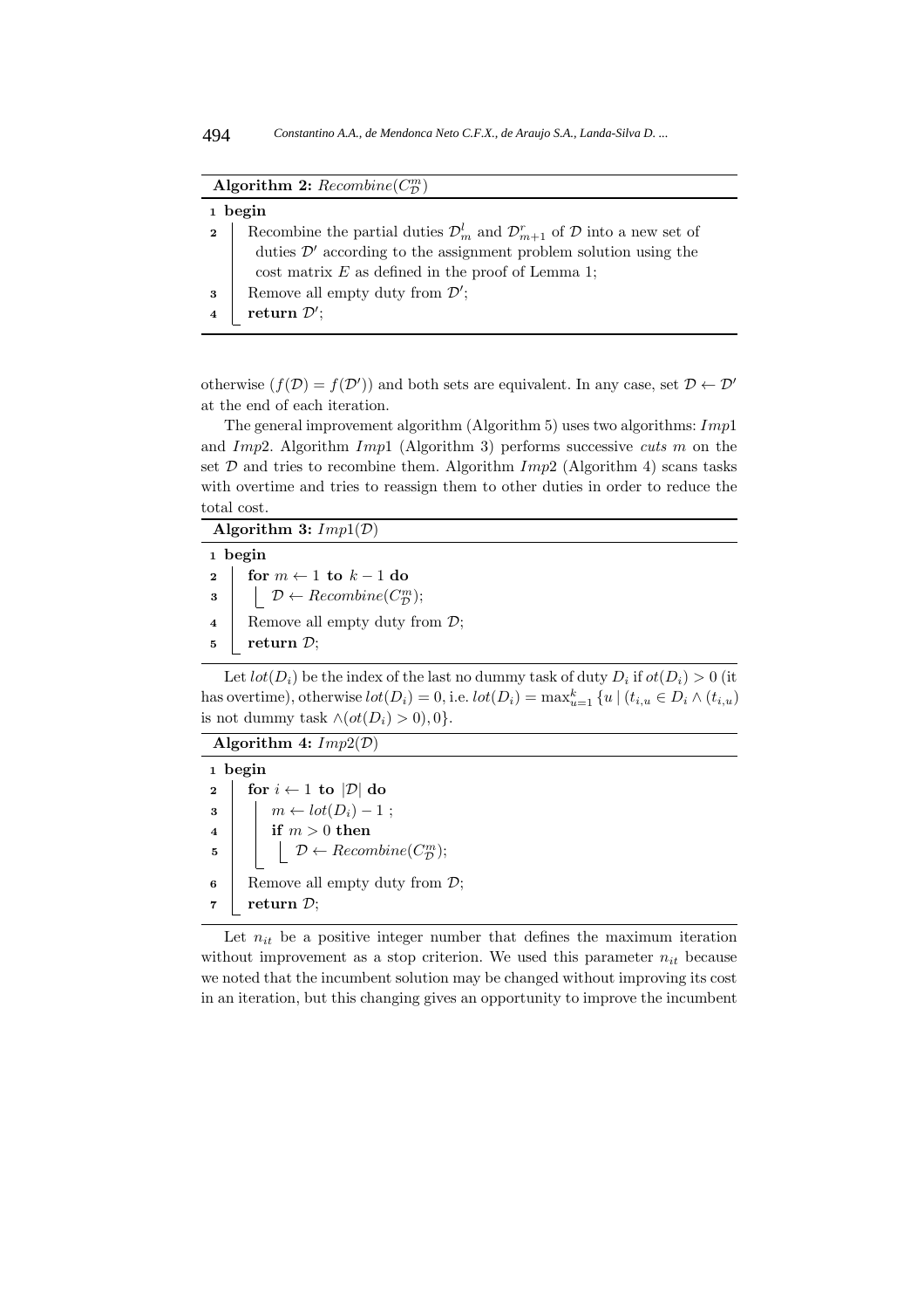**Algorithm 2:** $Recombine(C^m_{\mathcal{D}})$

```
1 begin
2    Recombine the partial duties D^l_m and D^r_{m+1} of D into a new set of
     duties D' according to the assignment problem solution using the
     cost matrix E as defined in the proof of Lemma 1;
3    Remove all empty duty from D';
4    return D';
```

otherwise ($f(\mathcal{D}) = f(\mathcal{D}')$) and both sets are equivalent. In any case, set $\mathcal{D} \leftarrow \mathcal{D}'$ at the end of each iteration.

The general improvement algorithm (Algorithm 5) uses two algorithms: $Imp1$ and $Imp2$. Algorithm $Imp1$ (Algorithm 3) performs successive *cuts* $m$ on the set $\mathcal{D}$ and tries to recombine them. Algorithm $Imp2$ (Algorithm 4) scans tasks with overtime and tries to reassign them to other duties in order to reduce the total cost.

**Algorithm 3:** $Imp1(\mathcal{D})$

```
1 begin
2    for m ← 1 to k − 1 do
3       D ← Recombine(C^m_D);
4    Remove all empty duty from D;
5    return D;
```

Let $lot(D_i)$ be the index of the last no dummy task of duty $D_i$ if $ot(D_i) > 0$ (it has overtime), otherwise $lot(D_i) = 0$, i.e. $lot(D_i) = \max_{u=1}^{k} \{u \mid (t_{i,u} \in D_i \wedge (t_{i,u})$ is not dummy task $\wedge (ot(D_i) > 0), 0\}$.

**Algorithm 4:** $Imp2(\mathcal{D})$

```
1 begin
2    for i ← 1 to |D| do
3       m ← lot(D_i) − 1 ;
4       if m > 0 then
5          D ← Recombine(C^m_D);
6    Remove all empty duty from D;
7    return D;
```

Let $n_{it}$ be a positive integer number that defines the maximum iteration without improvement as a stop criterion. We used this parameter $n_{it}$ because we noted that the incumbent solution may be changed without improving its cost in an iteration, but this changing gives an opportunity to improve the incumbent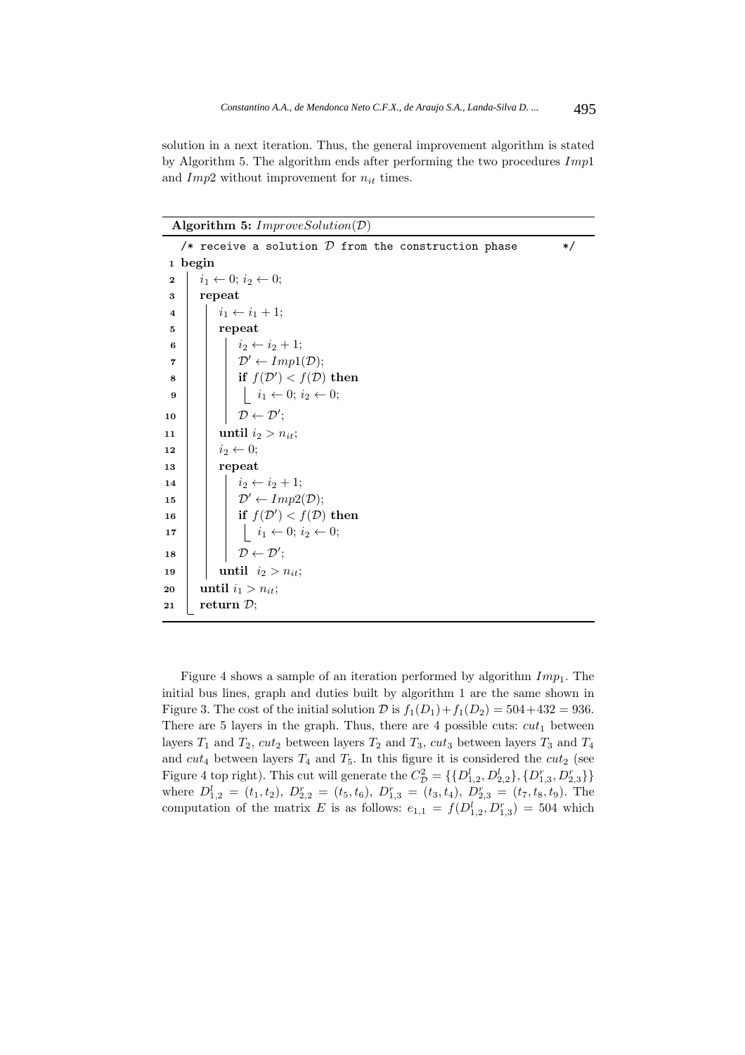solution in a next iteration. Thus, the general improvement algorithm is stated by Algorithm 5. The algorithm ends after performing the two procedures $Imp1$ and $Imp2$ without improvement for $n_{it}$ times.

**Algorithm 5:** $ImproveSolution(\mathcal{D})$

```
   /* receive a solution D from the construction phase        */
1  begin
2      i1 ← 0; i2 ← 0;
3      repeat
4          i1 ← i1 + 1;
5          repeat
6              i2 ← i2 + 1;
7              D' ← Imp1(D);
8              if f(D') < f(D) then
9                  i1 ← 0; i2 ← 0;
10             D ← D';
11         until i2 > n_it;
12         i2 ← 0;
13         repeat
14             i2 ← i2 + 1;
15             D' ← Imp2(D);
16             if f(D') < f(D) then
17                 i1 ← 0; i2 ← 0;
18             D ← D';
19         until  i2 > n_it;
20     until i1 > n_it;
21     return D;
```

Figure 4 shows a sample of an iteration performed by algorithm $Imp_1$. The initial bus lines, graph and duties built by algorithm 1 are the same shown in Figure 3. The cost of the initial solution $\mathcal{D}$ is $f_1(D_1)+f_1(D_2) = 504+432 = 936$. There are 5 layers in the graph. Thus, there are 4 possible cuts: $cut_1$ between layers $T_1$ and $T_2$, $cut_2$ between layers $T_2$ and $T_3$, $cut_3$ between layers $T_3$ and $T_4$ and $cut_4$ between layers $T_4$ and $T_5$. In this figure it is considered the $cut_2$ (see Figure 4 top right). This cut will generate the $C^2_{\mathcal{D}} = \{\{D^l_{1,2}, D^l_{2,2}\}, \{D^r_{1,3}, D^r_{2,3}\}\}$ where $D^l_{1,2} = (t_1, t_2)$, $D^r_{2,2} = (t_5, t_6)$, $D^r_{1,3} = (t_3, t_4)$, $D^r_{2,3} = (t_7, t_8, t_9)$. The computation of the matrix $E$ is as follows: $e_{1,1} = f(D^l_{1,2}, D^r_{1,3}) = 504$ which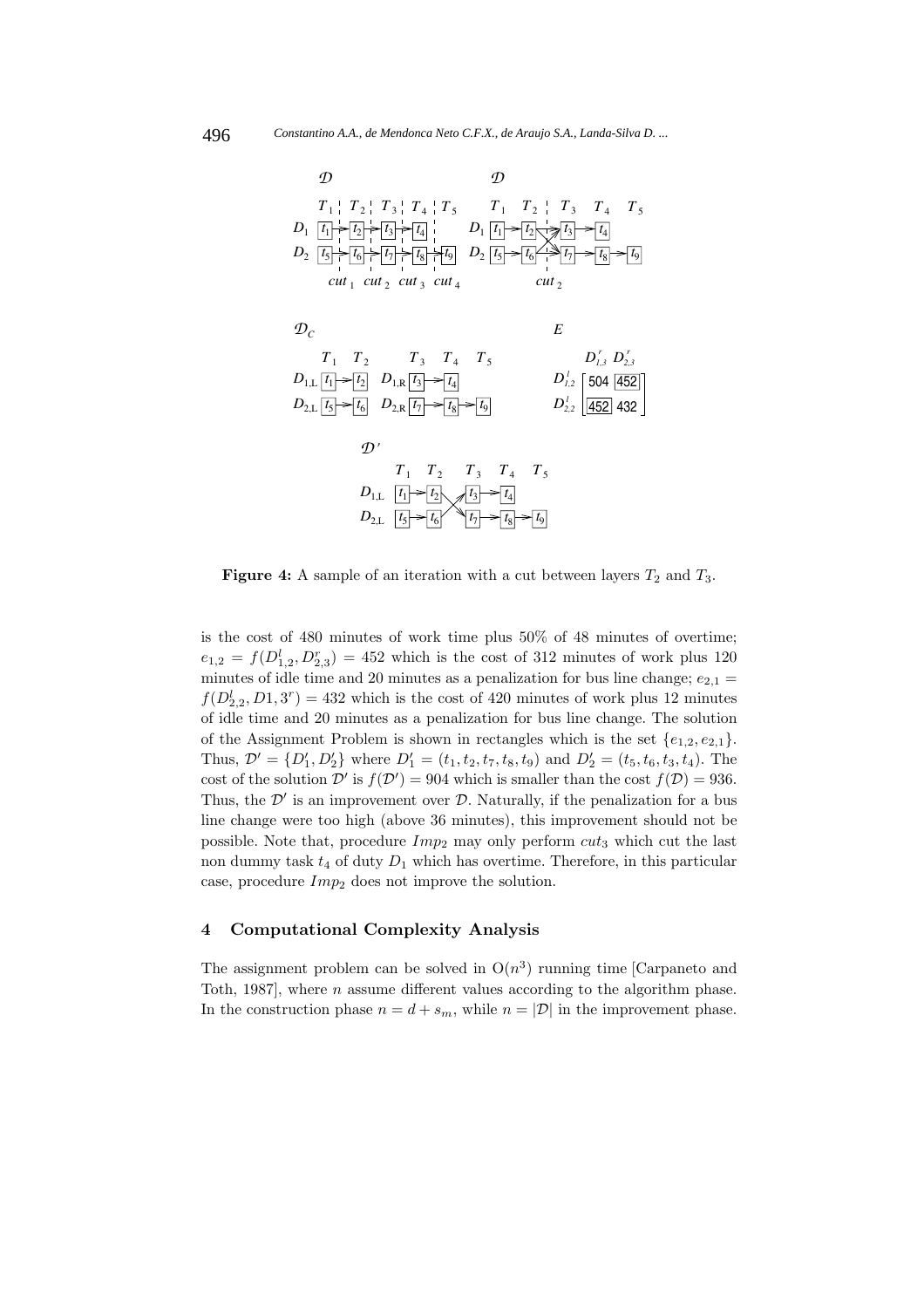**Figure 4:** A sample of an iteration with a cut between layers $T_2$ and $T_3$.

is the cost of 480 minutes of work time plus 50% of 48 minutes of overtime; $e_{1,2} = f(D^l_{1,2}, D^r_{2,3}) = 452$ which is the cost of 312 minutes of work plus 120 minutes of idle time and 20 minutes as a penalization for bus line change; $e_{2,1} = f(D^l_{2,2}, D1, 3^r) = 432$ which is the cost of 420 minutes of work plus 12 minutes of idle time and 20 minutes as a penalization for bus line change. The solution of the Assignment Problem is shown in rectangles which is the set $\{e_{1,2}, e_{2,1}\}$. Thus, $\mathcal{D}' = \{D'_1, D'_2\}$ where $D'_1 = (t_1, t_2, t_7, t_8, t_9)$ and $D'_2 = (t_5, t_6, t_3, t_4)$. The cost of the solution $\mathcal{D}'$ is $f(\mathcal{D}') = 904$ which is smaller than the cost $f(\mathcal{D}) = 936$. Thus, the $\mathcal{D}'$ is an improvement over $\mathcal{D}$. Naturally, if the penalization for a bus line change were too high (above 36 minutes), this improvement should not be possible. Note that, procedure $Imp_2$ may only perform $cut_3$ which cut the last non dummy task $t_4$ of duty $D_1$ which has overtime. Therefore, in this particular case, procedure $Imp_2$ does not improve the solution.

## 4 Computational Complexity Analysis

The assignment problem can be solved in $O(n^3)$ running time [Carpaneto and Toth, 1987], where $n$ assume different values according to the algorithm phase. In the construction phase $n = d + s_m$, while $n = |\mathcal{D}|$ in the improvement phase.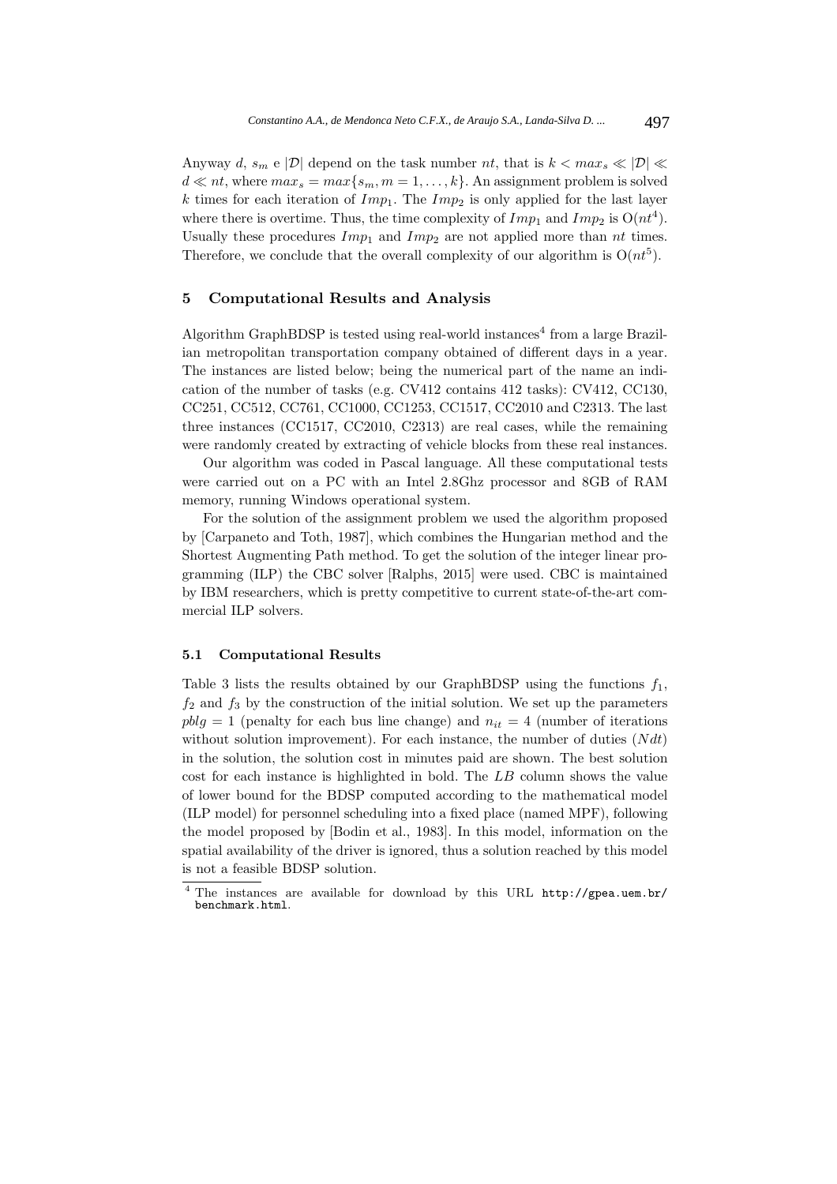Anyway $d$, $s_m$ e $|\mathcal{D}|$ depend on the task number $nt$, that is $k < max_s \ll |\mathcal{D}| \ll d \ll nt$, where $max_s = max\{s_m, m = 1, \ldots, k\}$. An assignment problem is solved $k$ times for each iteration of $Imp_1$. The $Imp_2$ is only applied for the last layer where there is overtime. Thus, the time complexity of $Imp_1$ and $Imp_2$ is $O(nt^4)$. Usually these procedures $Imp_1$ and $Imp_2$ are not applied more than $nt$ times. Therefore, we conclude that the overall complexity of our algorithm is $O(nt^5)$.

## 5 Computational Results and Analysis

Algorithm GraphBDSP is tested using real-world instances[4] from a large Brazilian metropolitan transportation company obtained of different days in a year. The instances are listed below; being the numerical part of the name an indication of the number of tasks (e.g. CV412 contains 412 tasks): CV412, CC130, CC251, CC512, CC761, CC1000, CC1253, CC1517, CC2010 and C2313. The last three instances (CC1517, CC2010, C2313) are real cases, while the remaining were randomly created by extracting of vehicle blocks from these real instances.

Our algorithm was coded in Pascal language. All these computational tests were carried out on a PC with an Intel 2.8Ghz processor and 8GB of RAM memory, running Windows operational system.

For the solution of the assignment problem we used the algorithm proposed by [Carpaneto and Toth, 1987], which combines the Hungarian method and the Shortest Augmenting Path method. To get the solution of the integer linear programming (ILP) the CBC solver [Ralphs, 2015] were used. CBC is maintained by IBM researchers, which is pretty competitive to current state-of-the-art commercial ILP solvers.

### 5.1 Computational Results

Table 3 lists the results obtained by our GraphBDSP using the functions $f_1$, $f_2$ and $f_3$ by the construction of the initial solution. We set up the parameters $pblg = 1$ (penalty for each bus line change) and $n_{it} = 4$ (number of iterations without solution improvement). For each instance, the number of duties ($Ndt$) in the solution, the solution cost in minutes paid are shown. The best solution cost for each instance is highlighted in bold. The $LB$ column shows the value of lower bound for the BDSP computed according to the mathematical model (ILP model) for personnel scheduling into a fixed place (named MPF), following the model proposed by [Bodin et al., 1983]. In this model, information on the spatial availability of the driver is ignored, thus a solution reached by this model is not a feasible BDSP solution.

[4] The instances are available for download by this URL http://gpea.uem.br/benchmark.html.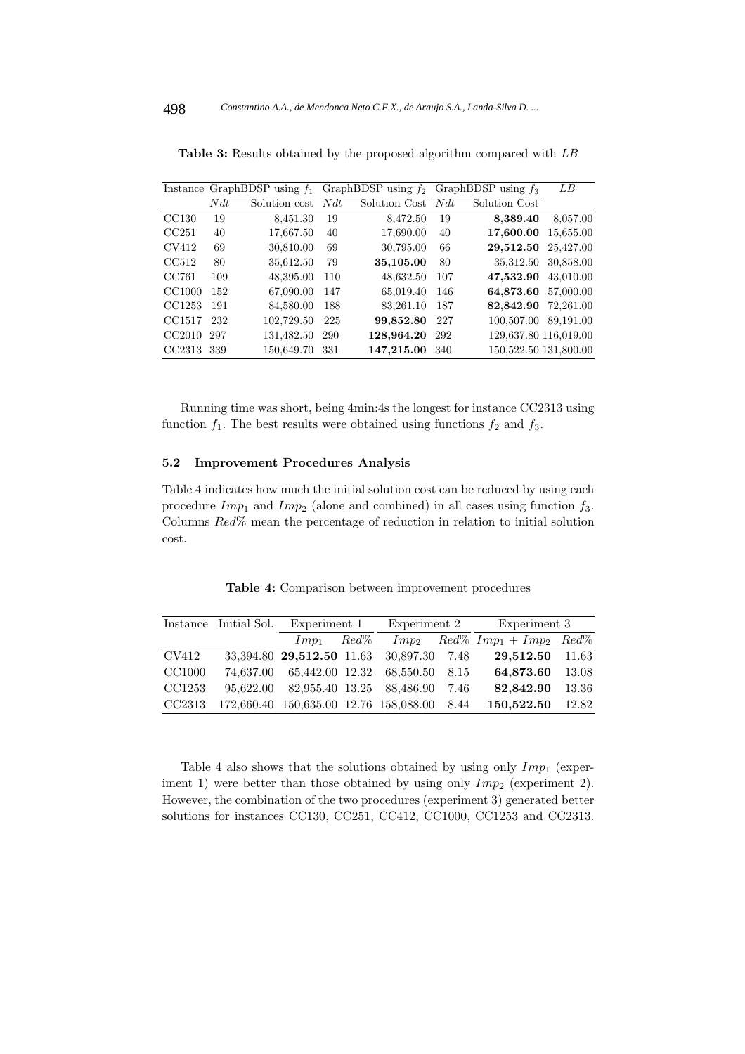**Table 3:** Results obtained by the proposed algorithm compared with $LB$

| Instance | GraphBDSP using $f_1$ | | GraphBDSP using $f_2$ | | GraphBDSP using $f_3$ | | $LB$ |
|---|---|---|---|---|---|---|---|
| | $Ndt$ | Solution cost | $Ndt$ | Solution Cost | $Ndt$ | Solution Cost | |
| CC130 | 19 | 8,451.30 | 19 | 8,472.50 | 19 | **8,389.40** | 8,057.00 |
| CC251 | 40 | 17,667.50 | 40 | 17,690.00 | 40 | **17,600.00** | 15,655.00 |
| CV412 | 69 | 30,810.00 | 69 | 30,795.00 | 66 | **29,512.50** | 25,427.00 |
| CC512 | 80 | 35,612.50 | 79 | **35,105.00** | 80 | 35,312.50 | 30,858.00 |
| CC761 | 109 | 48,395.00 | 110 | 48,632.50 | 107 | **47,532.90** | 43,010.00 |
| CC1000 | 152 | 67,090.00 | 147 | 65,019.40 | 146 | **64,873.60** | 57,000.00 |
| CC1253 | 191 | 84,580.00 | 188 | 83,261.10 | 187 | **82,842.90** | 72,261.00 |
| CC1517 | 232 | 102,729.50 | 225 | **99,852.80** | 227 | 100,507.00 | 89,191.00 |
| CC2010 | 297 | 131,482.50 | 290 | **128,964.20** | 292 | 129,637.80 | 116,019.00 |
| CC2313 | 339 | 150,649.70 | 331 | **147,215.00** | 340 | 150,522.50 | 131,800.00 |

Running time was short, being 4min:4s the longest for instance CC2313 using function $f_1$. The best results were obtained using functions $f_2$ and $f_3$.

### 5.2 Improvement Procedures Analysis

Table 4 indicates how much the initial solution cost can be reduced by using each procedure $Imp_1$ and $Imp_2$ (alone and combined) in all cases using function $f_3$. Columns $Red\%$ mean the percentage of reduction in relation to initial solution cost.

**Table 4:** Comparison between improvement procedures

| Instance | Initial Sol. | Experiment 1 | | Experiment 2 | | Experiment 3 | |
|---|---|---|---|---|---|---|---|
| | | $Imp_1$ | $Red\%$ | $Imp_2$ | $Red\%$ | $Imp_1 + Imp_2$ | $Red\%$ |
| CV412 | 33,394.80 | **29,512.50** | 11.63 | 30,897.30 | 7.48 | **29,512.50** | 11.63 |
| CC1000 | 74,637.00 | 65,442.00 | 12.32 | 68,550.50 | 8.15 | **64,873.60** | 13.08 |
| CC1253 | 95,622.00 | 82,955.40 | 13.25 | 88,486.90 | 7.46 | **82,842.90** | 13.36 |
| CC2313 | 172,660.40 | 150,635.00 | 12.76 | 158,088.00 | 8.44 | **150,522.50** | 12.82 |

Table 4 also shows that the solutions obtained by using only $Imp_1$ (experiment 1) were better than those obtained by using only $Imp_2$ (experiment 2). However, the combination of the two procedures (experiment 3) generated better solutions for instances CC130, CC251, CC412, CC1000, CC1253 and CC2313.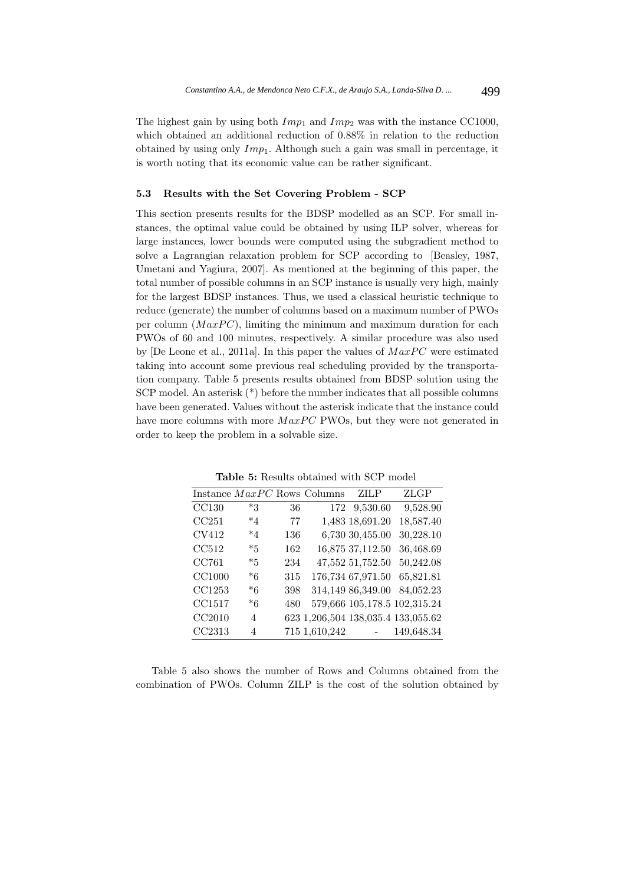The highest gain by using both $Imp_1$ and $Imp_2$ was with the instance CC1000, which obtained an additional reduction of 0.88% in relation to the reduction obtained by using only $Imp_1$. Although such a gain was small in percentage, it is worth noting that its economic value can be rather significant.

### 5.3 Results with the Set Covering Problem - SCP

This section presents results for the BDSP modelled as an SCP. For small instances, the optimal value could be obtained by using ILP solver, whereas for large instances, lower bounds were computed using the subgradient method to solve a Lagrangian relaxation problem for SCP according to [Beasley, 1987, Umetani and Yagiura, 2007]. As mentioned at the beginning of this paper, the total number of possible columns in an SCP instance is usually very high, mainly for the largest BDSP instances. Thus, we used a classical heuristic technique to reduce (generate) the number of columns based on a maximum number of PWOs per column ($MaxPC$), limiting the minimum and maximum duration for each PWOs of 60 and 100 minutes, respectively. A similar procedure was also used by [De Leone et al., 2011a]. In this paper the values of $MaxPC$ were estimated taking into account some previous real scheduling provided by the transportation company. Table 5 presents results obtained from BDSP solution using the SCP model. An asterisk (*) before the number indicates that all possible columns have been generated. Values without the asterisk indicate that the instance could have more columns with more $MaxPC$ PWOs, but they were not generated in order to keep the problem in a solvable size.

**Table 5:** Results obtained with SCP model

| Instance | $MaxPC$ | Rows | Columns | ZILP | ZLGP |
|---|---|---|---|---|---|
| CC130 | *3 | 36 | 172 | 9,530.60 | 9,528.90 |
| CC251 | *4 | 77 | 1,483 | 18,691.20 | 18,587.40 |
| CV412 | *4 | 136 | 6,730 | 30,455.00 | 30,228.10 |
| CC512 | *5 | 162 | 16,875 | 37,112.50 | 36,468.69 |
| CC761 | *5 | 234 | 47,552 | 51,752.50 | 50,242.08 |
| CC1000 | *6 | 315 | 176,734 | 67,971.50 | 65,821.81 |
| CC1253 | *6 | 398 | 314,149 | 86,349.00 | 84,052.23 |
| CC1517 | *6 | 480 | 579,666 | 105,178.5 | 102,315.24 |
| CC2010 | 4 | 623 | 1,206,504 | 138,035.4 | 133,055.62 |
| CC2313 | 4 | 715 | 1,610,242 | - | 149,648.34 |

Table 5 also shows the number of Rows and Columns obtained from the combination of PWOs. Column ZILP is the cost of the solution obtained by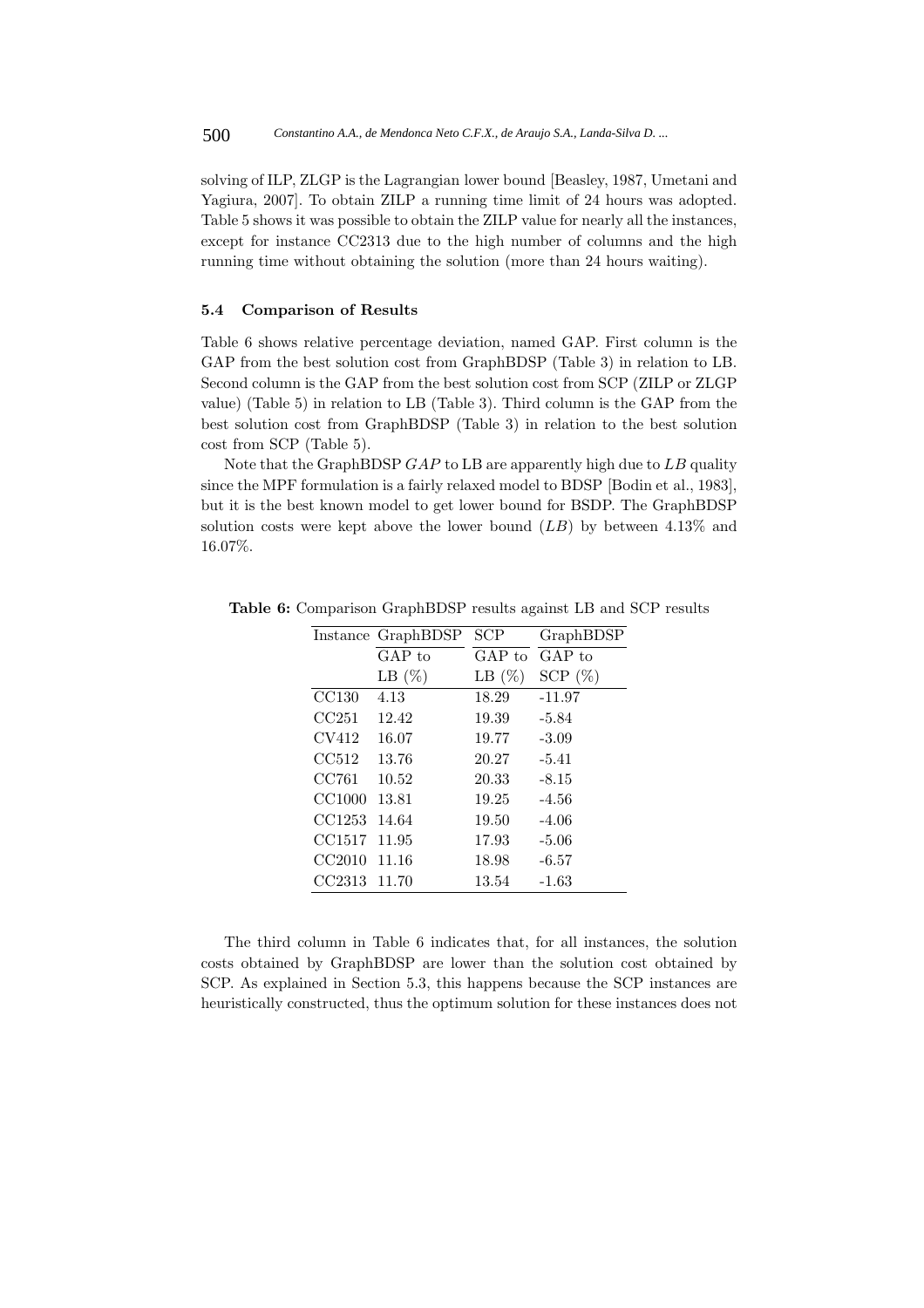solving of ILP, ZLGP is the Lagrangian lower bound [Beasley, 1987, Umetani and Yagiura, 2007]. To obtain ZILP a running time limit of 24 hours was adopted. Table 5 shows it was possible to obtain the ZILP value for nearly all the instances, except for instance CC2313 due to the high number of columns and the high running time without obtaining the solution (more than 24 hours waiting).

### 5.4 Comparison of Results

Table 6 shows relative percentage deviation, named GAP. First column is the GAP from the best solution cost from GraphBDSP (Table 3) in relation to LB. Second column is the GAP from the best solution cost from SCP (ZILP or ZLGP value) (Table 5) in relation to LB (Table 3). Third column is the GAP from the best solution cost from GraphBDSP (Table 3) in relation to the best solution cost from SCP (Table 5).

Note that the GraphBDSP *GAP* to LB are apparently high due to *LB* quality since the MPF formulation is a fairly relaxed model to BDSP [Bodin et al., 1983], but it is the best known model to get lower bound for BSDP. The GraphBDSP solution costs were kept above the lower bound (*LB*) by between 4.13% and 16.07%.

**Table 6:** Comparison GraphBDSP results against LB and SCP results

| Instance | GraphBDSP GAP to LB (%) | SCP GAP to LB (%) | GraphBDSP GAP to SCP (%) |
|---|---|---|---|
| CC130 | 4.13 | 18.29 | -11.97 |
| CC251 | 12.42 | 19.39 | -5.84 |
| CV412 | 16.07 | 19.77 | -3.09 |
| CC512 | 13.76 | 20.27 | -5.41 |
| CC761 | 10.52 | 20.33 | -8.15 |
| CC1000 | 13.81 | 19.25 | -4.56 |
| CC1253 | 14.64 | 19.50 | -4.06 |
| CC1517 | 11.95 | 17.93 | -5.06 |
| CC2010 | 11.16 | 18.98 | -6.57 |
| CC2313 | 11.70 | 13.54 | -1.63 |

The third column in Table 6 indicates that, for all instances, the solution costs obtained by GraphBDSP are lower than the solution cost obtained by SCP. As explained in Section 5.3, this happens because the SCP instances are heuristically constructed, thus the optimum solution for these instances does not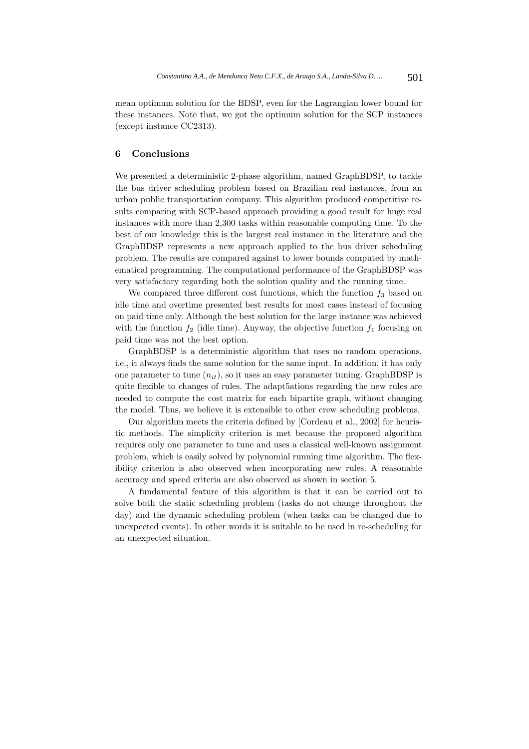mean optimum solution for the BDSP, even for the Lagrangian lower bound for these instances. Note that, we got the optimum solution for the SCP instances (except instance CC2313).

## 6 Conclusions

We presented a deterministic 2-phase algorithm, named GraphBDSP, to tackle the bus driver scheduling problem based on Brazilian real instances, from an urban public transportation company. This algorithm produced competitive results comparing with SCP-based approach providing a good result for huge real instances with more than 2,300 tasks within reasonable computing time. To the best of our knowledge this is the largest real instance in the literature and the GraphBDSP represents a new approach applied to the bus driver scheduling problem. The results are compared against to lower bounds computed by mathematical programming. The computational performance of the GraphBDSP was very satisfactory regarding both the solution quality and the running time.

We compared three different cost functions, which the function $f_3$ based on idle time and overtime presented best results for most cases instead of focusing on paid time only. Although the best solution for the large instance was achieved with the function $f_2$ (idle time). Anyway, the objective function $f_1$ focusing on paid time was not the best option.

GraphBDSP is a deterministic algorithm that uses no random operations, i.e., it always finds the same solution for the same input. In addition, it has only one parameter to tune ($n_{it}$), so it uses an easy parameter tuning. GraphBDSP is quite flexible to changes of rules. The adapt5ations regarding the new rules are needed to compute the cost matrix for each bipartite graph, without changing the model. Thus, we believe it is extensible to other crew scheduling problems.

Our algorithm meets the criteria defined by [Cordeau et al., 2002] for heuristic methods. The simplicity criterion is met because the proposed algorithm requires only one parameter to tune and uses a classical well-known assignment problem, which is easily solved by polynomial running time algorithm. The flexibility criterion is also observed when incorporating new rules. A reasonable accuracy and speed criteria are also observed as shown in section 5.

A fundamental feature of this algorithm is that it can be carried out to solve both the static scheduling problem (tasks do not change throughout the day) and the dynamic scheduling problem (when tasks can be changed due to unexpected events). In other words it is suitable to be used in re-scheduling for an unexpected situation.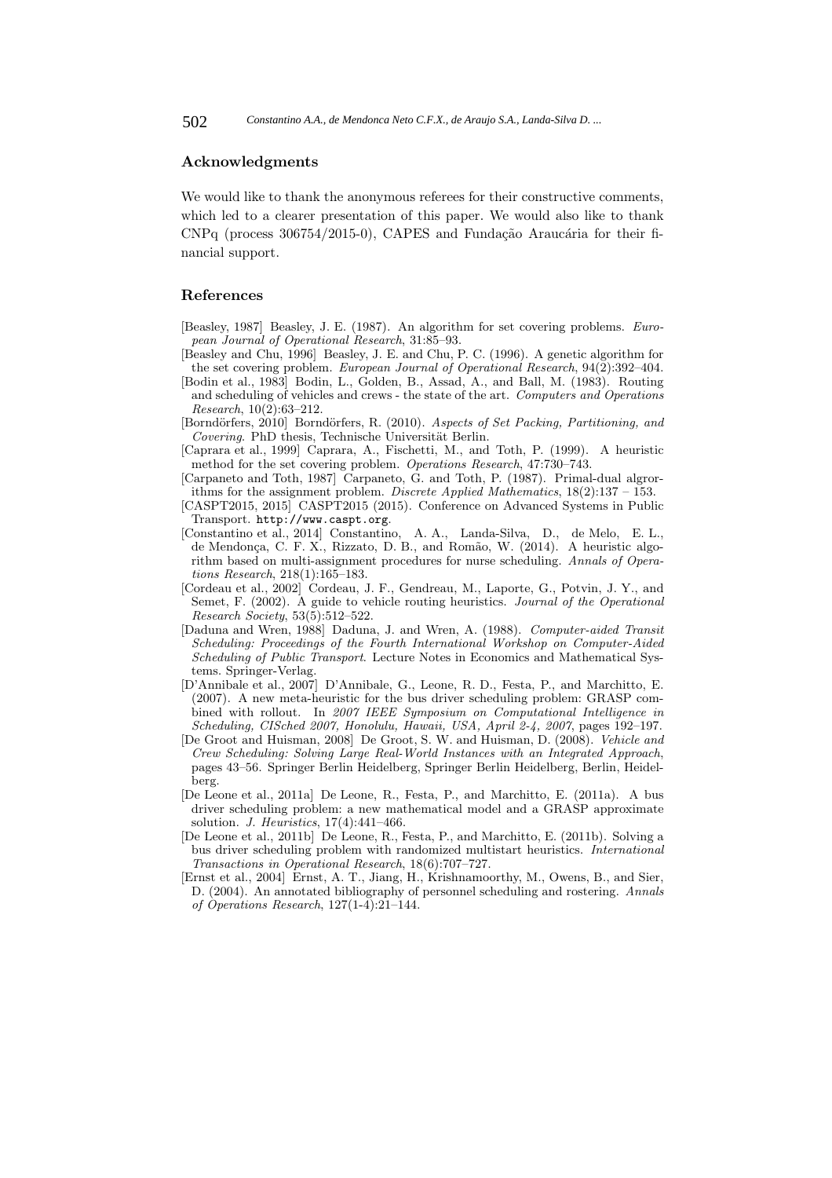## Acknowledgments

We would like to thank the anonymous referees for their constructive comments, which led to a clearer presentation of this paper. We would also like to thank CNPq (process 306754/2015-0), CAPES and Fundação Araucária for their financial support.

## References

[Beasley, 1987] Beasley, J. E. (1987). An algorithm for set covering problems. *European Journal of Operational Research*, 31:85–93.

[Beasley and Chu, 1996] Beasley, J. E. and Chu, P. C. (1996). A genetic algorithm for the set covering problem. *European Journal of Operational Research*, 94(2):392–404.

[Bodin et al., 1983] Bodin, L., Golden, B., Assad, A., and Ball, M. (1983). Routing and scheduling of vehicles and crews - the state of the art. *Computers and Operations Research*, 10(2):63–212.

[Borndörfers, 2010] Borndörfers, R. (2010). *Aspects of Set Packing, Partitioning, and Covering*. PhD thesis, Technische Universität Berlin.

[Caprara et al., 1999] Caprara, A., Fischetti, M., and Toth, P. (1999). A heuristic method for the set covering problem. *Operations Research*, 47:730–743.

[Carpaneto and Toth, 1987] Carpaneto, G. and Toth, P. (1987). Primal-dual algrorithms for the assignment problem. *Discrete Applied Mathematics*, 18(2):137 – 153.

[CASPT2015, 2015] CASPT2015 (2015). Conference on Advanced Systems in Public Transport. http://www.caspt.org.

[Constantino et al., 2014] Constantino, A. A., Landa-Silva, D., de Melo, E. L., de Mendonça, C. F. X., Rizzato, D. B., and Romão, W. (2014). A heuristic algorithm based on multi-assignment procedures for nurse scheduling. *Annals of Operations Research*, 218(1):165–183.

[Cordeau et al., 2002] Cordeau, J. F., Gendreau, M., Laporte, G., Potvin, J. Y., and Semet, F. (2002). A guide to vehicle routing heuristics. *Journal of the Operational Research Society*, 53(5):512–522.

[Daduna and Wren, 1988] Daduna, J. and Wren, A. (1988). *Computer-aided Transit Scheduling: Proceedings of the Fourth International Workshop on Computer-Aided Scheduling of Public Transport*. Lecture Notes in Economics and Mathematical Systems. Springer-Verlag.

[D'Annibale et al., 2007] D'Annibale, G., Leone, R. D., Festa, P., and Marchitto, E. (2007). A new meta-heuristic for the bus driver scheduling problem: GRASP combined with rollout. In *2007 IEEE Symposium on Computational Intelligence in Scheduling, CISched 2007, Honolulu, Hawaii, USA, April 2-4, 2007*, pages 192–197.

[De Groot and Huisman, 2008] De Groot, S. W. and Huisman, D. (2008). *Vehicle and Crew Scheduling: Solving Large Real-World Instances with an Integrated Approach*, pages 43–56. Springer Berlin Heidelberg, Springer Berlin Heidelberg, Berlin, Heidelberg.

[De Leone et al., 2011a] De Leone, R., Festa, P., and Marchitto, E. (2011a). A bus driver scheduling problem: a new mathematical model and a GRASP approximate solution. *J. Heuristics*, 17(4):441–466.

[De Leone et al., 2011b] De Leone, R., Festa, P., and Marchitto, E. (2011b). Solving a bus driver scheduling problem with randomized multistart heuristics. *International Transactions in Operational Research*, 18(6):707–727.

[Ernst et al., 2004] Ernst, A. T., Jiang, H., Krishnamoorthy, M., Owens, B., and Sier, D. (2004). An annotated bibliography of personnel scheduling and rostering. *Annals of Operations Research*, 127(1-4):21–144.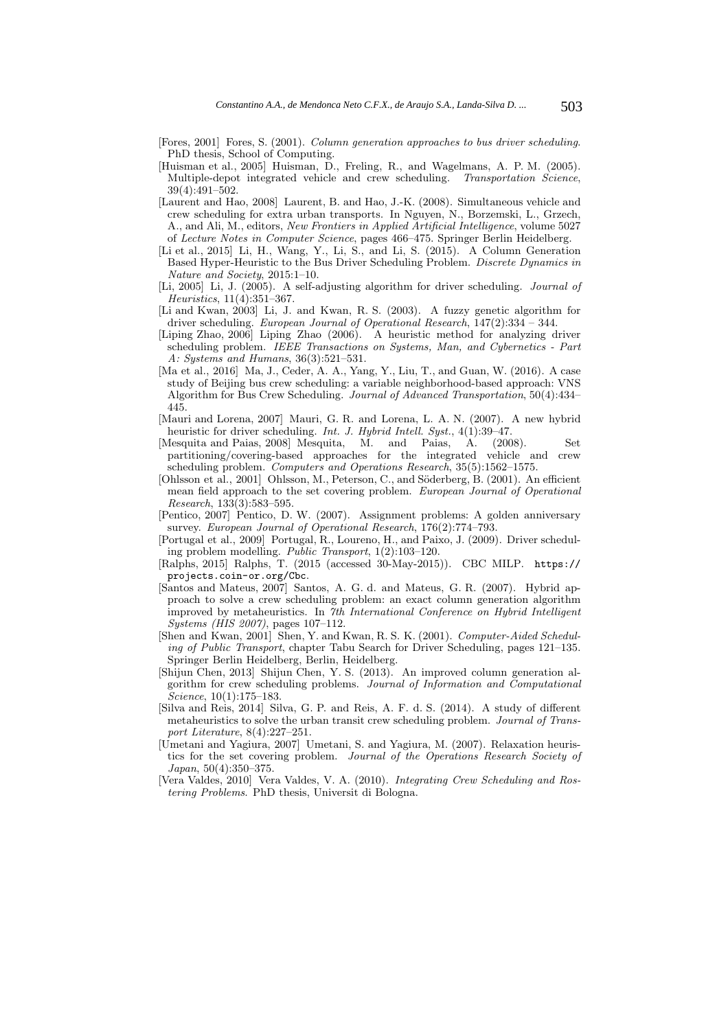[Fores, 2001] Fores, S. (2001). *Column generation approaches to bus driver scheduling*. PhD thesis, School of Computing.

[Huisman et al., 2005] Huisman, D., Freling, R., and Wagelmans, A. P. M. (2005). Multiple-depot integrated vehicle and crew scheduling. *Transportation Science*, 39(4):491–502.

[Laurent and Hao, 2008] Laurent, B. and Hao, J.-K. (2008). Simultaneous vehicle and crew scheduling for extra urban transports. In Nguyen, N., Borzemski, L., Grzech, A., and Ali, M., editors, *New Frontiers in Applied Artificial Intelligence*, volume 5027 of *Lecture Notes in Computer Science*, pages 466–475. Springer Berlin Heidelberg.

[Li et al., 2015] Li, H., Wang, Y., Li, S., and Li, S. (2015). A Column Generation Based Hyper-Heuristic to the Bus Driver Scheduling Problem. *Discrete Dynamics in Nature and Society*, 2015:1–10.

[Li, 2005] Li, J. (2005). A self-adjusting algorithm for driver scheduling. *Journal of Heuristics*, 11(4):351–367.

[Li and Kwan, 2003] Li, J. and Kwan, R. S. (2003). A fuzzy genetic algorithm for driver scheduling. *European Journal of Operational Research*, 147(2):334 – 344.

[Liping Zhao, 2006] Liping Zhao (2006). A heuristic method for analyzing driver scheduling problem. *IEEE Transactions on Systems, Man, and Cybernetics - Part A: Systems and Humans*, 36(3):521–531.

[Ma et al., 2016] Ma, J., Ceder, A. A., Yang, Y., Liu, T., and Guan, W. (2016). A case study of Beijing bus crew scheduling: a variable neighborhood-based approach: VNS Algorithm for Bus Crew Scheduling. *Journal of Advanced Transportation*, 50(4):434–445.

[Mauri and Lorena, 2007] Mauri, G. R. and Lorena, L. A. N. (2007). A new hybrid heuristic for driver scheduling. *Int. J. Hybrid Intell. Syst.*, 4(1):39–47.

[Mesquita and Paias, 2008] Mesquita, M. and Paias, A. (2008). Set partitioning/covering-based approaches for the integrated vehicle and crew scheduling problem. *Computers and Operations Research*, 35(5):1562–1575.

[Ohlsson et al., 2001] Ohlsson, M., Peterson, C., and Söderberg, B. (2001). An efficient mean field approach to the set covering problem. *European Journal of Operational Research*, 133(3):583–595.

[Pentico, 2007] Pentico, D. W. (2007). Assignment problems: A golden anniversary survey. *European Journal of Operational Research*, 176(2):774–793.

[Portugal et al., 2009] Portugal, R., Loureno, H., and Paixo, J. (2009). Driver scheduling problem modelling. *Public Transport*, 1(2):103–120.

[Ralphs, 2015] Ralphs, T. (2015 (accessed 30-May-2015)). CBC MILP. `https://projects.coin-or.org/Cbc`.

[Santos and Mateus, 2007] Santos, A. G. d. and Mateus, G. R. (2007). Hybrid approach to solve a crew scheduling problem: an exact column generation algorithm improved by metaheuristics. In *7th International Conference on Hybrid Intelligent Systems (HIS 2007)*, pages 107–112.

[Shen and Kwan, 2001] Shen, Y. and Kwan, R. S. K. (2001). *Computer-Aided Scheduling of Public Transport*, chapter Tabu Search for Driver Scheduling, pages 121–135. Springer Berlin Heidelberg, Berlin, Heidelberg.

[Shijun Chen, 2013] Shijun Chen, Y. S. (2013). An improved column generation algorithm for crew scheduling problems. *Journal of Information and Computational Science*, 10(1):175–183.

[Silva and Reis, 2014] Silva, G. P. and Reis, A. F. d. S. (2014). A study of different metaheuristics to solve the urban transit crew scheduling problem. *Journal of Transport Literature*, 8(4):227–251.

[Umetani and Yagiura, 2007] Umetani, S. and Yagiura, M. (2007). Relaxation heuristics for the set covering problem. *Journal of the Operations Research Society of Japan*, 50(4):350–375.

[Vera Valdes, 2010] Vera Valdes, V. A. (2010). *Integrating Crew Scheduling and Rostering Problems*. PhD thesis, Universit di Bologna.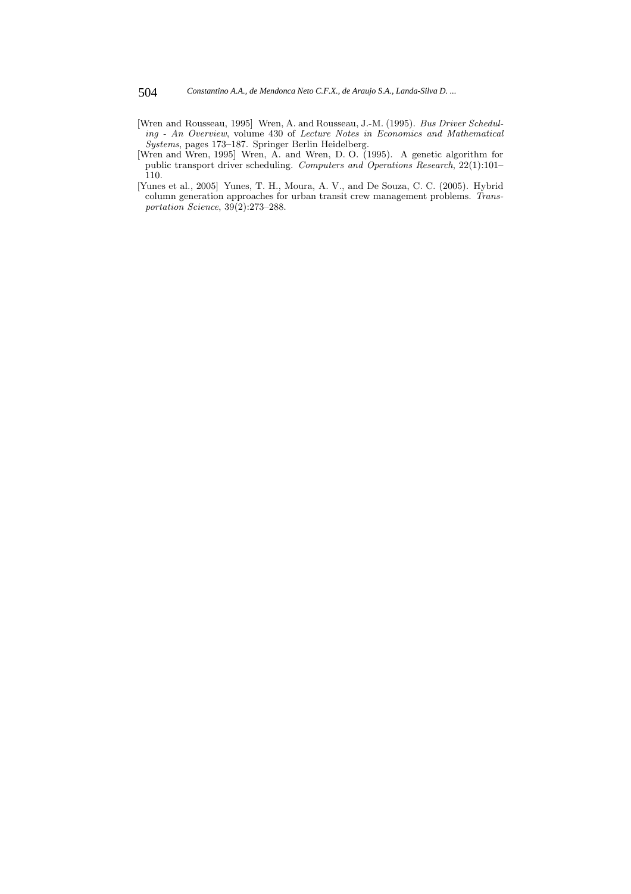[Wren and Rousseau, 1995] Wren, A. and Rousseau, J.-M. (1995). *Bus Driver Scheduling - An Overview*, volume 430 of *Lecture Notes in Economics and Mathematical Systems*, pages 173–187. Springer Berlin Heidelberg.

[Wren and Wren, 1995] Wren, A. and Wren, D. O. (1995). A genetic algorithm for public transport driver scheduling. *Computers and Operations Research*, 22(1):101–110.

[Yunes et al., 2005] Yunes, T. H., Moura, A. V., and De Souza, C. C. (2005). Hybrid column generation approaches for urban transit crew management problems. *Transportation Science*, 39(2):273–288.